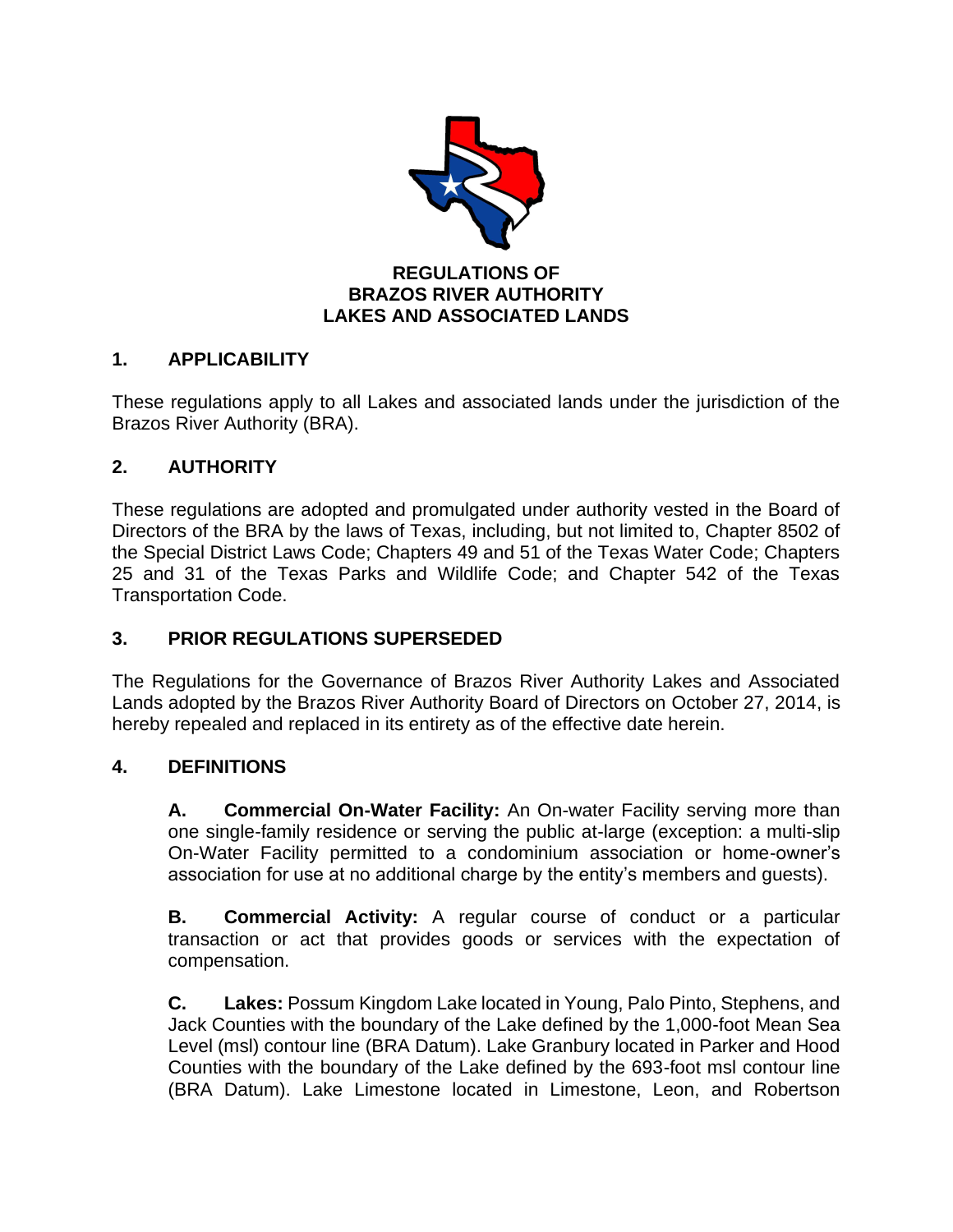# REGULATIONS OF BRAZOS RIVER AUTHORITY LAKES AND ASSOCIATED LANDS

## 1. APPLICABILITY

These regulations apply to all Lakes and associated lands under the jurisdiction of the Brazos River Authority (BRA).

## 2. AUTHORITY

These regulations are adopted and promulgated under authority vested in the Board of Directors of the BRA by the laws of Texas, including, but not limited to, Chapter 8502 of the Special District Laws Code; Chapters 49 and 51 of the Texas Water Code; Chapters 25 and 31 of the Texas Parks and Wildlife Code; and Chapter 542 of the Texas Transportation Code.

## 3. PRIOR REGULATIONS SUPERSEDED

The Regulations for the Governance of Brazos River Authority Lakes and Associated Lands adopted by the Brazos River Authority Board of Directors on October 27, 2014, is hereby repealed and replaced in its entirety as of the effective date herein.

## 4. DEFINITIONS

**A. Commercial On-Water Facility:** An On-water Facility serving more than one single-family residence or serving the public at-large (exception: a multi-slip On-Water Facility permitted to a condominium association or home-owner's association for use at no additional charge by the entity's members and guests).

**B. Commercial Activity:** A regular course of conduct or a particular transaction or act that provides goods or services with the expectation of compensation.

**C. Lakes:** Possum Kingdom Lake located in Young, Palo Pinto, Stephens, and Jack Counties with the boundary of the Lake defined by the 1,000-foot Mean Sea Level (msl) contour line (BRA Datum). Lake Granbury located in Parker and Hood Counties with the boundary of the Lake defined by the 693-foot msl contour line (BRA Datum). Lake Limestone located in Limestone, Leon, and Robertson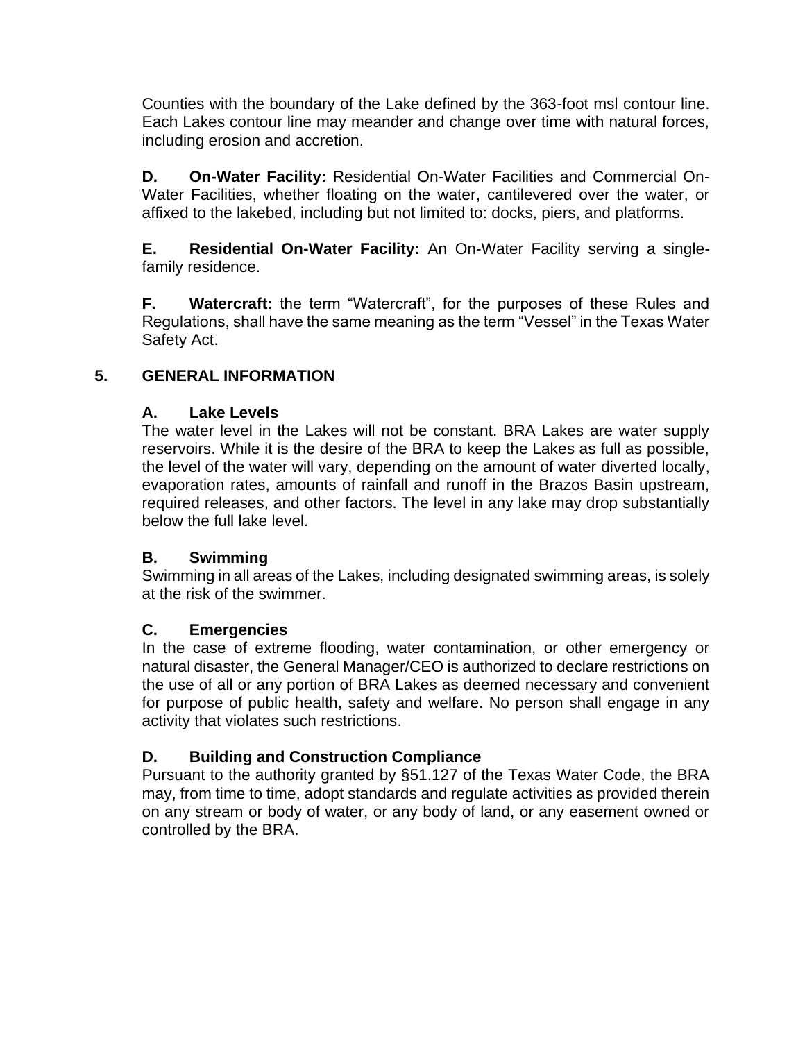Counties with the boundary of the Lake defined by the 363-foot msl contour line. Each Lakes contour line may meander and change over time with natural forces, including erosion and accretion.

**D. On-Water Facility:** Residential On-Water Facilities and Commercial On-Water Facilities, whether floating on the water, cantilevered over the water, or affixed to the lakebed, including but not limited to: docks, piers, and platforms.

**E. Residential On-Water Facility:** An On-Water Facility serving a single-family residence.

**F. Watercraft:** the term "Watercraft", for the purposes of these Rules and Regulations, shall have the same meaning as the term "Vessel" in the Texas Water Safety Act.

## 5. GENERAL INFORMATION

### A. Lake Levels

The water level in the Lakes will not be constant. BRA Lakes are water supply reservoirs. While it is the desire of the BRA to keep the Lakes as full as possible, the level of the water will vary, depending on the amount of water diverted locally, evaporation rates, amounts of rainfall and runoff in the Brazos Basin upstream, required releases, and other factors. The level in any lake may drop substantially below the full lake level.

### B. Swimming

Swimming in all areas of the Lakes, including designated swimming areas, is solely at the risk of the swimmer.

### C. Emergencies

In the case of extreme flooding, water contamination, or other emergency or natural disaster, the General Manager/CEO is authorized to declare restrictions on the use of all or any portion of BRA Lakes as deemed necessary and convenient for purpose of public health, safety and welfare. No person shall engage in any activity that violates such restrictions.

### D. Building and Construction Compliance

Pursuant to the authority granted by §51.127 of the Texas Water Code, the BRA may, from time to time, adopt standards and regulate activities as provided therein on any stream or body of water, or any body of land, or any easement owned or controlled by the BRA.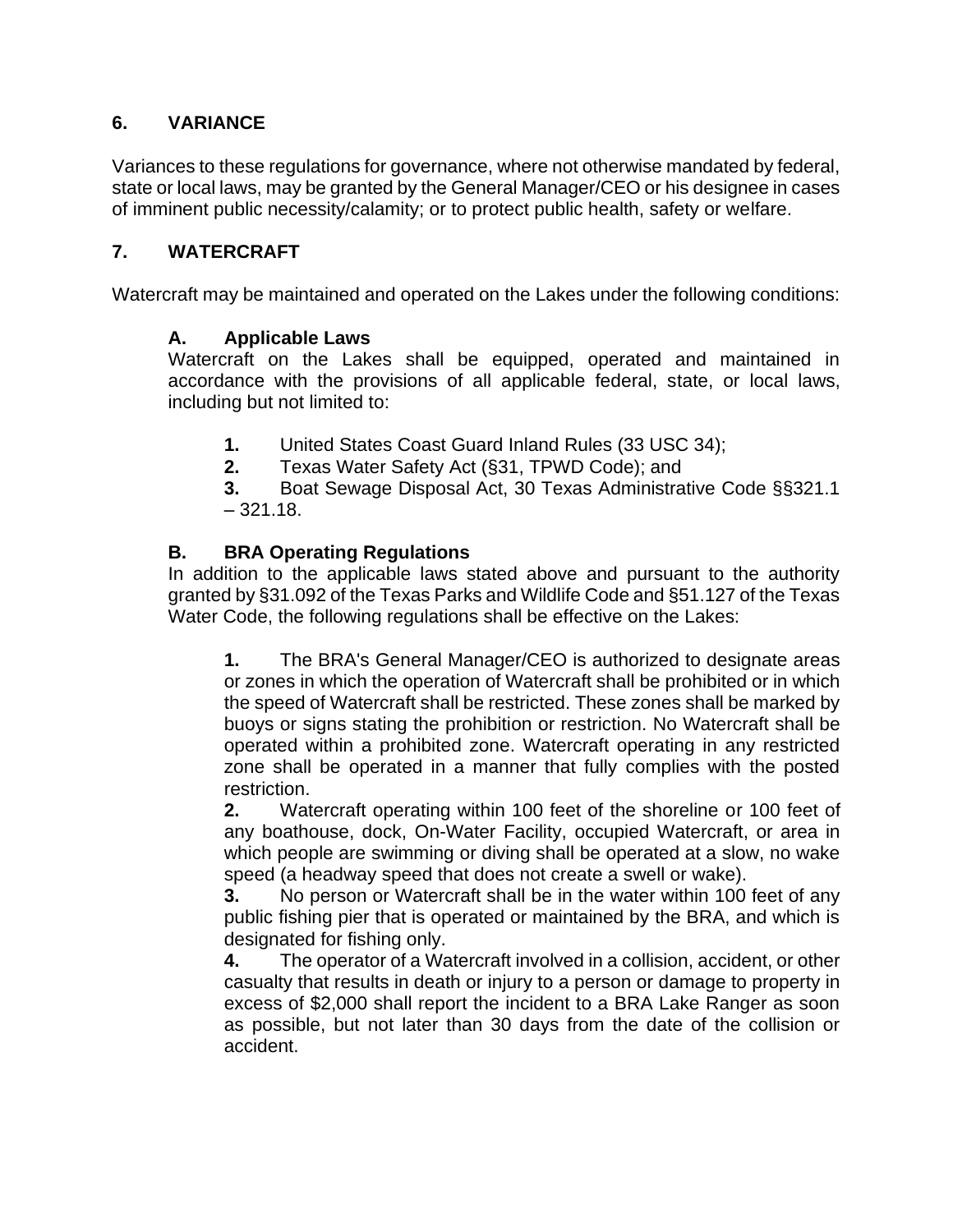## 6. VARIANCE

Variances to these regulations for governance, where not otherwise mandated by federal, state or local laws, may be granted by the General Manager/CEO or his designee in cases of imminent public necessity/calamity; or to protect public health, safety or welfare.

## 7. WATERCRAFT

Watercraft may be maintained and operated on the Lakes under the following conditions:

### A. Applicable Laws

Watercraft on the Lakes shall be equipped, operated and maintained in accordance with the provisions of all applicable federal, state, or local laws, including but not limited to:

1. United States Coast Guard Inland Rules (33 USC 34);
2. Texas Water Safety Act (§31, TPWD Code); and
3. Boat Sewage Disposal Act, 30 Texas Administrative Code §§321.1 – 321.18.

### B. BRA Operating Regulations

In addition to the applicable laws stated above and pursuant to the authority granted by §31.092 of the Texas Parks and Wildlife Code and §51.127 of the Texas Water Code, the following regulations shall be effective on the Lakes:

1. The BRA's General Manager/CEO is authorized to designate areas or zones in which the operation of Watercraft shall be prohibited or in which the speed of Watercraft shall be restricted. These zones shall be marked by buoys or signs stating the prohibition or restriction. No Watercraft shall be operated within a prohibited zone. Watercraft operating in any restricted zone shall be operated in a manner that fully complies with the posted restriction.
2. Watercraft operating within 100 feet of the shoreline or 100 feet of any boathouse, dock, On-Water Facility, occupied Watercraft, or area in which people are swimming or diving shall be operated at a slow, no wake speed (a headway speed that does not create a swell or wake).
3. No person or Watercraft shall be in the water within 100 feet of any public fishing pier that is operated or maintained by the BRA, and which is designated for fishing only.
4. The operator of a Watercraft involved in a collision, accident, or other casualty that results in death or injury to a person or damage to property in excess of $2,000 shall report the incident to a BRA Lake Ranger as soon as possible, but not later than 30 days from the date of the collision or accident.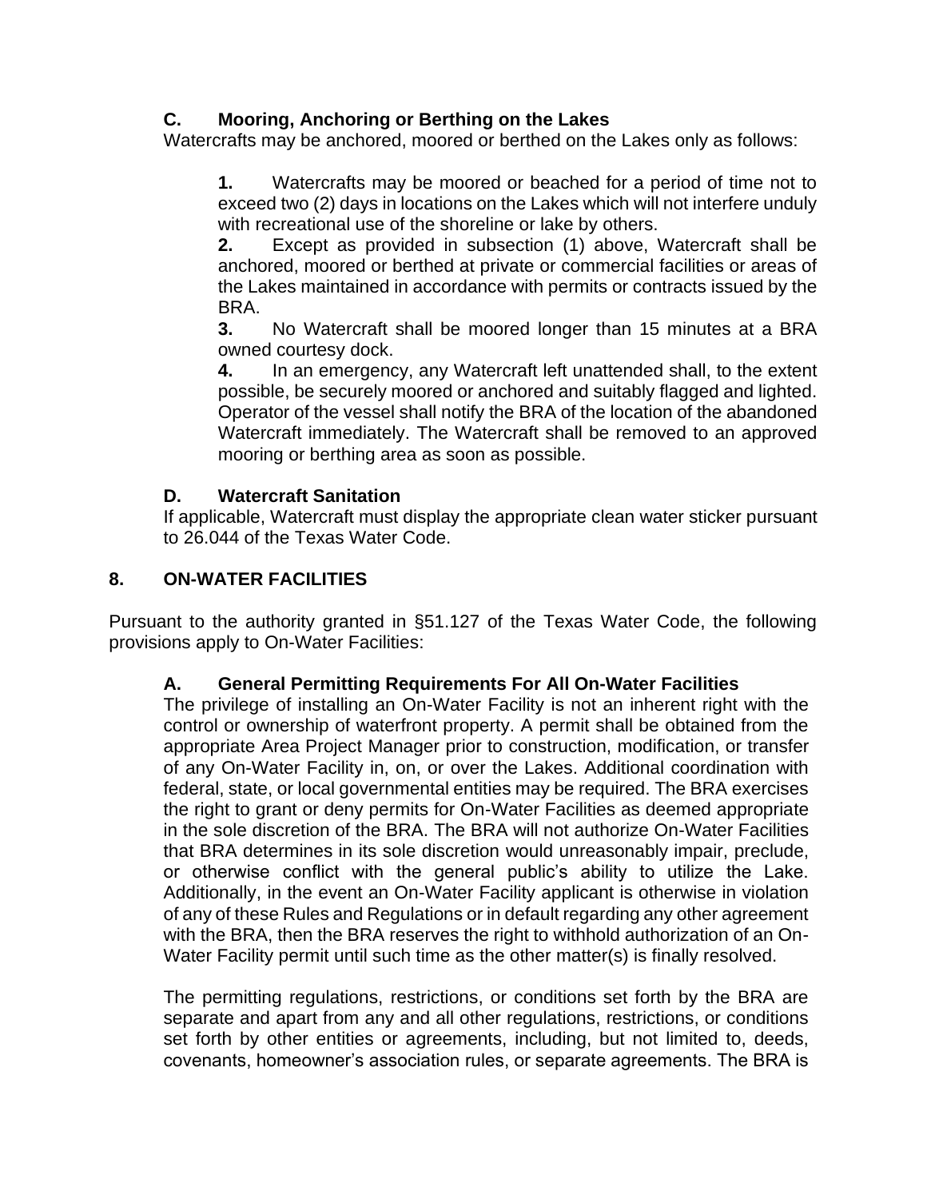### C. Mooring, Anchoring or Berthing on the Lakes

Watercrafts may be anchored, moored or berthed on the Lakes only as follows:

**1.** Watercrafts may be moored or beached for a period of time not to exceed two (2) days in locations on the Lakes which will not interfere unduly with recreational use of the shoreline or lake by others.

**2.** Except as provided in subsection (1) above, Watercraft shall be anchored, moored or berthed at private or commercial facilities or areas of the Lakes maintained in accordance with permits or contracts issued by the BRA.

**3.** No Watercraft shall be moored longer than 15 minutes at a BRA owned courtesy dock.

**4.** In an emergency, any Watercraft left unattended shall, to the extent possible, be securely moored or anchored and suitably flagged and lighted. Operator of the vessel shall notify the BRA of the location of the abandoned Watercraft immediately. The Watercraft shall be removed to an approved mooring or berthing area as soon as possible.

### D. Watercraft Sanitation

If applicable, Watercraft must display the appropriate clean water sticker pursuant to 26.044 of the Texas Water Code.

## 8. ON-WATER FACILITIES

Pursuant to the authority granted in §51.127 of the Texas Water Code, the following provisions apply to On-Water Facilities:

### A. General Permitting Requirements For All On-Water Facilities

The privilege of installing an On-Water Facility is not an inherent right with the control or ownership of waterfront property. A permit shall be obtained from the appropriate Area Project Manager prior to construction, modification, or transfer of any On-Water Facility in, on, or over the Lakes. Additional coordination with federal, state, or local governmental entities may be required. The BRA exercises the right to grant or deny permits for On-Water Facilities as deemed appropriate in the sole discretion of the BRA. The BRA will not authorize On-Water Facilities that BRA determines in its sole discretion would unreasonably impair, preclude, or otherwise conflict with the general public's ability to utilize the Lake. Additionally, in the event an On-Water Facility applicant is otherwise in violation of any of these Rules and Regulations or in default regarding any other agreement with the BRA, then the BRA reserves the right to withhold authorization of an On-Water Facility permit until such time as the other matter(s) is finally resolved.

The permitting regulations, restrictions, or conditions set forth by the BRA are separate and apart from any and all other regulations, restrictions, or conditions set forth by other entities or agreements, including, but not limited to, deeds, covenants, homeowner's association rules, or separate agreements. The BRA is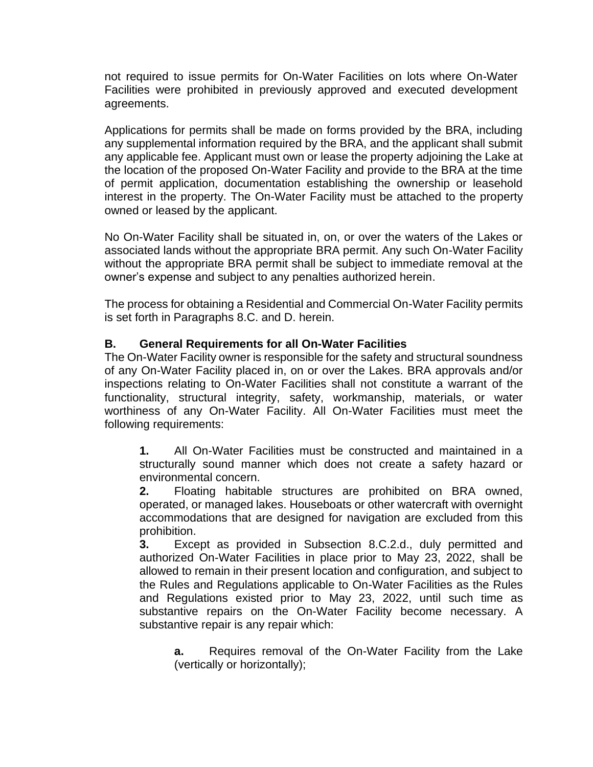not required to issue permits for On-Water Facilities on lots where On-Water Facilities were prohibited in previously approved and executed development agreements.

Applications for permits shall be made on forms provided by the BRA, including any supplemental information required by the BRA, and the applicant shall submit any applicable fee. Applicant must own or lease the property adjoining the Lake at the location of the proposed On-Water Facility and provide to the BRA at the time of permit application, documentation establishing the ownership or leasehold interest in the property. The On-Water Facility must be attached to the property owned or leased by the applicant.

No On-Water Facility shall be situated in, on, or over the waters of the Lakes or associated lands without the appropriate BRA permit. Any such On-Water Facility without the appropriate BRA permit shall be subject to immediate removal at the owner's expense and subject to any penalties authorized herein.

The process for obtaining a Residential and Commercial On-Water Facility permits is set forth in Paragraphs 8.C. and D. herein.

### B. General Requirements for all On-Water Facilities

The On-Water Facility owner is responsible for the safety and structural soundness of any On-Water Facility placed in, on or over the Lakes. BRA approvals and/or inspections relating to On-Water Facilities shall not constitute a warrant of the functionality, structural integrity, safety, workmanship, materials, or water worthiness of any On-Water Facility. All On-Water Facilities must meet the following requirements:

**1.** All On-Water Facilities must be constructed and maintained in a structurally sound manner which does not create a safety hazard or environmental concern.

**2.** Floating habitable structures are prohibited on BRA owned, operated, or managed lakes. Houseboats or other watercraft with overnight accommodations that are designed for navigation are excluded from this prohibition.

**3.** Except as provided in Subsection 8.C.2.d., duly permitted and authorized On-Water Facilities in place prior to May 23, 2022, shall be allowed to remain in their present location and configuration, and subject to the Rules and Regulations applicable to On-Water Facilities as the Rules and Regulations existed prior to May 23, 2022, until such time as substantive repairs on the On-Water Facility become necessary. A substantive repair is any repair which:

**a.** Requires removal of the On-Water Facility from the Lake (vertically or horizontally);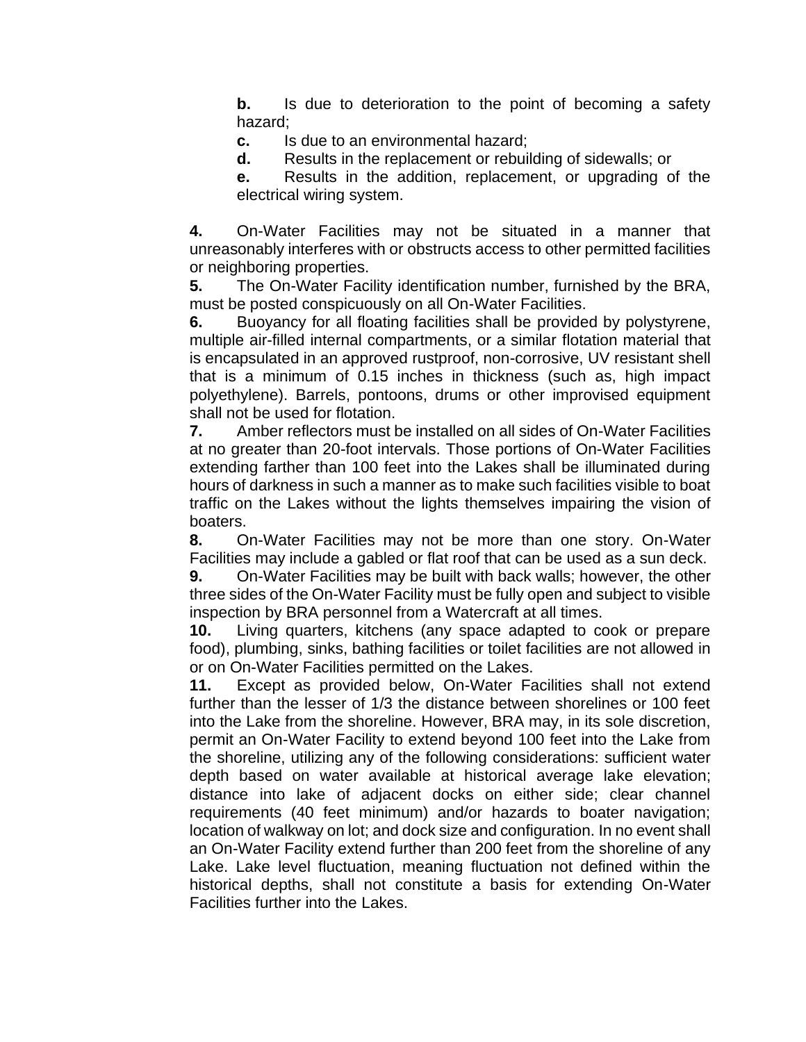**b.** Is due to deterioration to the point of becoming a safety hazard;

**c.** Is due to an environmental hazard;

**d.** Results in the replacement or rebuilding of sidewalls; or

**e.** Results in the addition, replacement, or upgrading of the electrical wiring system.

**4.** On-Water Facilities may not be situated in a manner that unreasonably interferes with or obstructs access to other permitted facilities or neighboring properties.

**5.** The On-Water Facility identification number, furnished by the BRA, must be posted conspicuously on all On-Water Facilities.

**6.** Buoyancy for all floating facilities shall be provided by polystyrene, multiple air-filled internal compartments, or a similar flotation material that is encapsulated in an approved rustproof, non-corrosive, UV resistant shell that is a minimum of 0.15 inches in thickness (such as, high impact polyethylene). Barrels, pontoons, drums or other improvised equipment shall not be used for flotation.

**7.** Amber reflectors must be installed on all sides of On-Water Facilities at no greater than 20-foot intervals. Those portions of On-Water Facilities extending farther than 100 feet into the Lakes shall be illuminated during hours of darkness in such a manner as to make such facilities visible to boat traffic on the Lakes without the lights themselves impairing the vision of boaters.

**8.** On-Water Facilities may not be more than one story. On-Water Facilities may include a gabled or flat roof that can be used as a sun deck.

**9.** On-Water Facilities may be built with back walls; however, the other three sides of the On-Water Facility must be fully open and subject to visible inspection by BRA personnel from a Watercraft at all times.

**10.** Living quarters, kitchens (any space adapted to cook or prepare food), plumbing, sinks, bathing facilities or toilet facilities are not allowed in or on On-Water Facilities permitted on the Lakes.

**11.** Except as provided below, On-Water Facilities shall not extend further than the lesser of 1/3 the distance between shorelines or 100 feet into the Lake from the shoreline. However, BRA may, in its sole discretion, permit an On-Water Facility to extend beyond 100 feet into the Lake from the shoreline, utilizing any of the following considerations: sufficient water depth based on water available at historical average lake elevation; distance into lake of adjacent docks on either side; clear channel requirements (40 feet minimum) and/or hazards to boater navigation; location of walkway on lot; and dock size and configuration. In no event shall an On-Water Facility extend further than 200 feet from the shoreline of any Lake. Lake level fluctuation, meaning fluctuation not defined within the historical depths, shall not constitute a basis for extending On-Water Facilities further into the Lakes.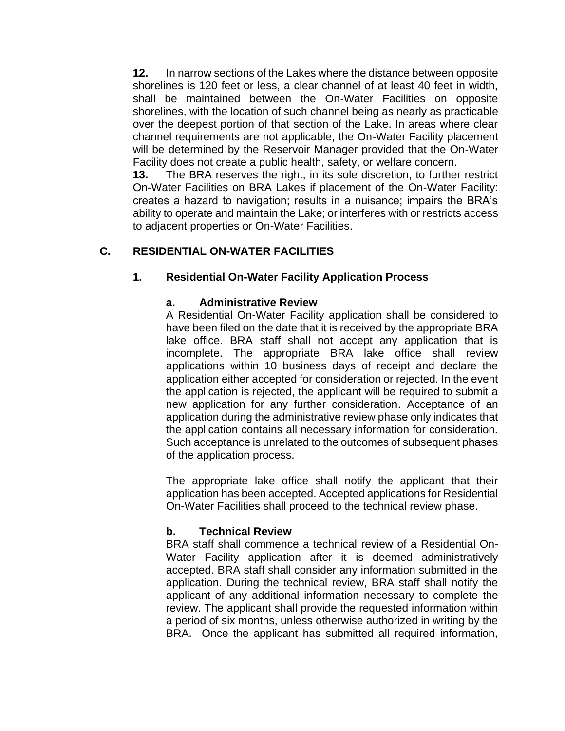**12.** In narrow sections of the Lakes where the distance between opposite shorelines is 120 feet or less, a clear channel of at least 40 feet in width, shall be maintained between the On-Water Facilities on opposite shorelines, with the location of such channel being as nearly as practicable over the deepest portion of that section of the Lake. In areas where clear channel requirements are not applicable, the On-Water Facility placement will be determined by the Reservoir Manager provided that the On-Water Facility does not create a public health, safety, or welfare concern.

**13.** The BRA reserves the right, in its sole discretion, to further restrict On-Water Facilities on BRA Lakes if placement of the On-Water Facility: creates a hazard to navigation; results in a nuisance; impairs the BRA's ability to operate and maintain the Lake; or interferes with or restricts access to adjacent properties or On-Water Facilities.

## C. RESIDENTIAL ON-WATER FACILITIES

### 1. Residential On-Water Facility Application Process

#### a. Administrative Review

A Residential On-Water Facility application shall be considered to have been filed on the date that it is received by the appropriate BRA lake office. BRA staff shall not accept any application that is incomplete. The appropriate BRA lake office shall review applications within 10 business days of receipt and declare the application either accepted for consideration or rejected. In the event the application is rejected, the applicant will be required to submit a new application for any further consideration. Acceptance of an application during the administrative review phase only indicates that the application contains all necessary information for consideration. Such acceptance is unrelated to the outcomes of subsequent phases of the application process.

The appropriate lake office shall notify the applicant that their application has been accepted. Accepted applications for Residential On-Water Facilities shall proceed to the technical review phase.

#### b. Technical Review

BRA staff shall commence a technical review of a Residential On-Water Facility application after it is deemed administratively accepted. BRA staff shall consider any information submitted in the application. During the technical review, BRA staff shall notify the applicant of any additional information necessary to complete the review. The applicant shall provide the requested information within a period of six months, unless otherwise authorized in writing by the BRA. Once the applicant has submitted all required information,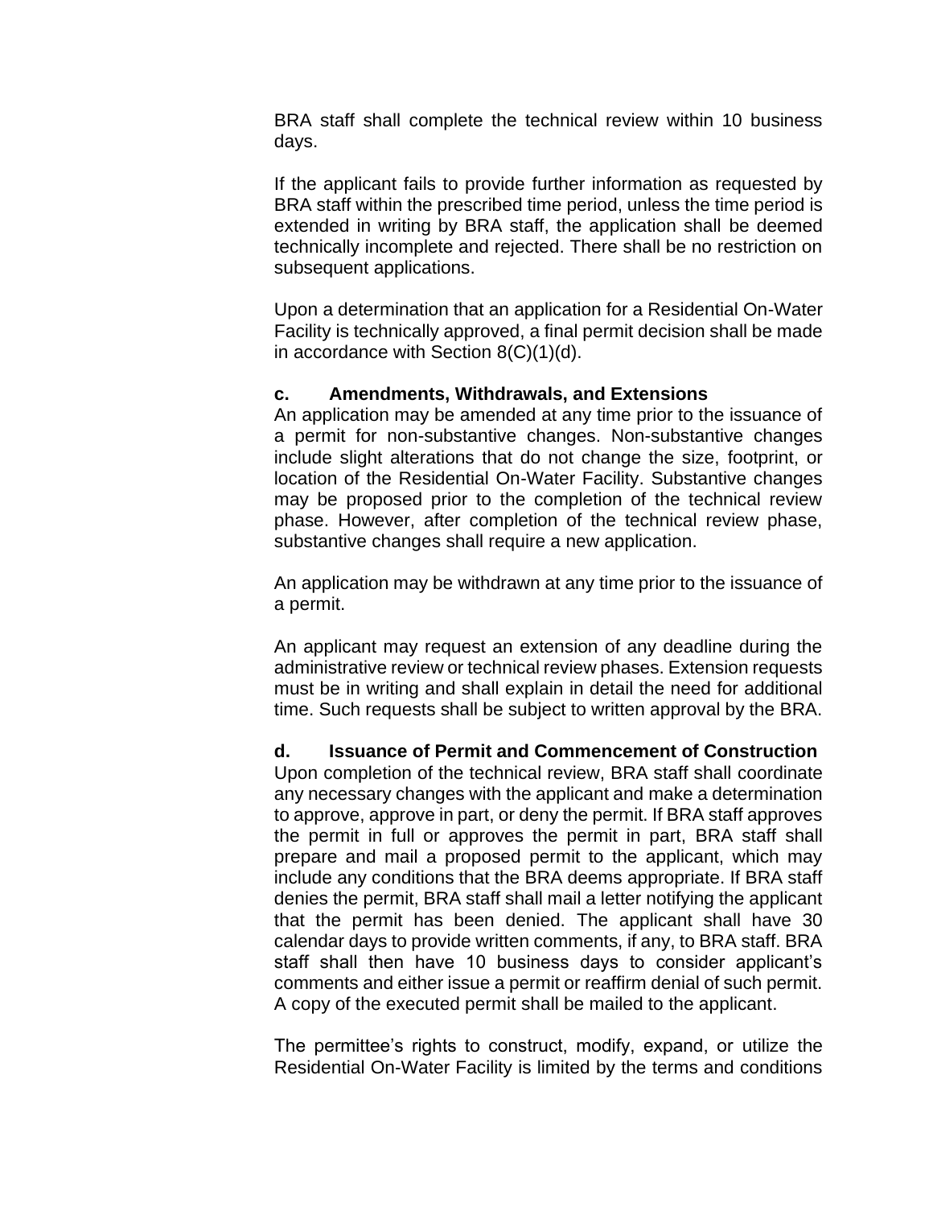BRA staff shall complete the technical review within 10 business days.

If the applicant fails to provide further information as requested by BRA staff within the prescribed time period, unless the time period is extended in writing by BRA staff, the application shall be deemed technically incomplete and rejected. There shall be no restriction on subsequent applications.

Upon a determination that an application for a Residential On-Water Facility is technically approved, a final permit decision shall be made in accordance with Section 8(C)(1)(d).

**c. Amendments, Withdrawals, and Extensions**

An application may be amended at any time prior to the issuance of a permit for non-substantive changes. Non-substantive changes include slight alterations that do not change the size, footprint, or location of the Residential On-Water Facility. Substantive changes may be proposed prior to the completion of the technical review phase. However, after completion of the technical review phase, substantive changes shall require a new application.

An application may be withdrawn at any time prior to the issuance of a permit.

An applicant may request an extension of any deadline during the administrative review or technical review phases. Extension requests must be in writing and shall explain in detail the need for additional time. Such requests shall be subject to written approval by the BRA.

**d. Issuance of Permit and Commencement of Construction**

Upon completion of the technical review, BRA staff shall coordinate any necessary changes with the applicant and make a determination to approve, approve in part, or deny the permit. If BRA staff approves the permit in full or approves the permit in part, BRA staff shall prepare and mail a proposed permit to the applicant, which may include any conditions that the BRA deems appropriate. If BRA staff denies the permit, BRA staff shall mail a letter notifying the applicant that the permit has been denied. The applicant shall have 30 calendar days to provide written comments, if any, to BRA staff. BRA staff shall then have 10 business days to consider applicant's comments and either issue a permit or reaffirm denial of such permit. A copy of the executed permit shall be mailed to the applicant.

The permittee's rights to construct, modify, expand, or utilize the Residential On-Water Facility is limited by the terms and conditions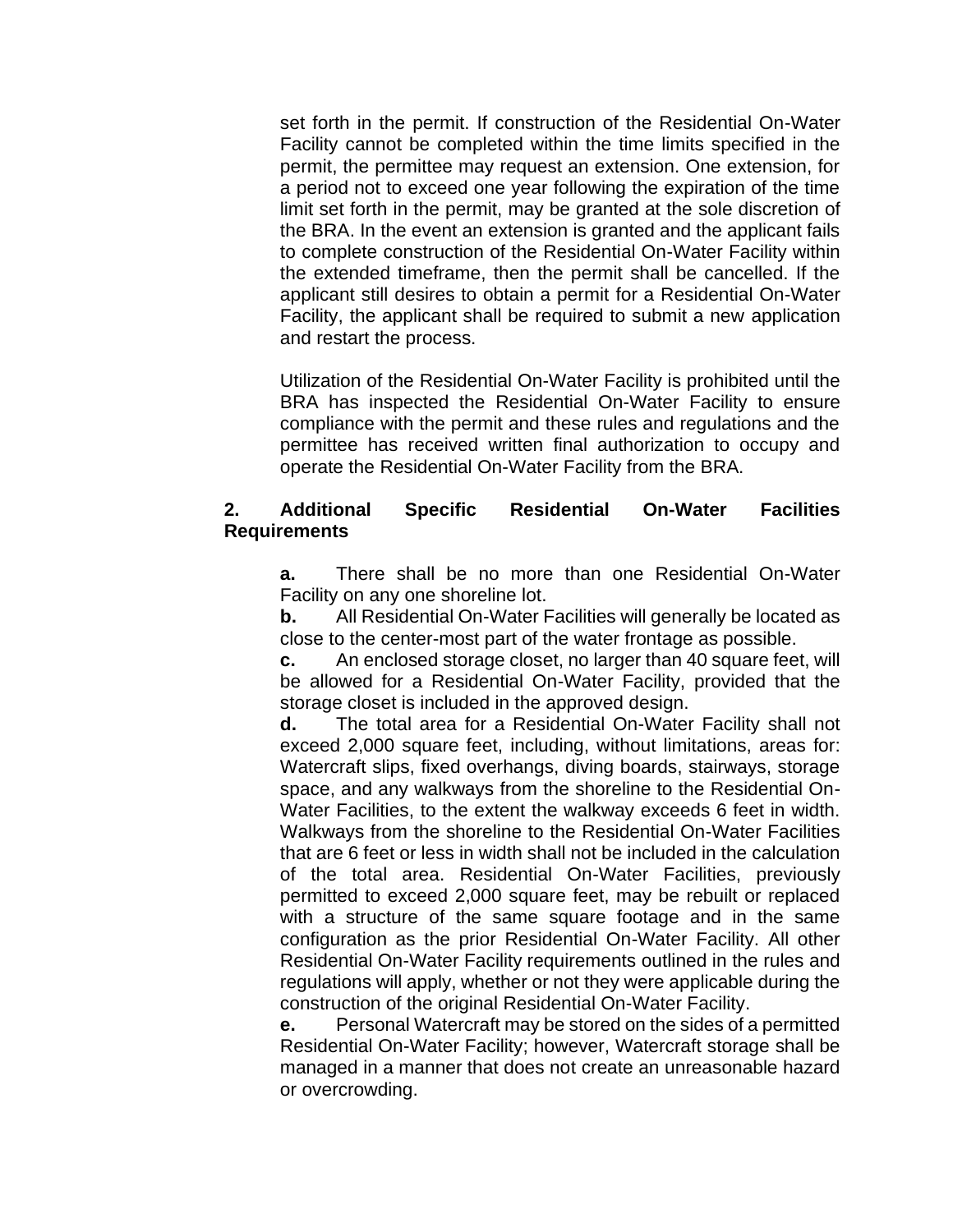set forth in the permit. If construction of the Residential On-Water Facility cannot be completed within the time limits specified in the permit, the permittee may request an extension. One extension, for a period not to exceed one year following the expiration of the time limit set forth in the permit, may be granted at the sole discretion of the BRA. In the event an extension is granted and the applicant fails to complete construction of the Residential On-Water Facility within the extended timeframe, then the permit shall be cancelled. If the applicant still desires to obtain a permit for a Residential On-Water Facility, the applicant shall be required to submit a new application and restart the process.

Utilization of the Residential On-Water Facility is prohibited until the BRA has inspected the Residential On-Water Facility to ensure compliance with the permit and these rules and regulations and the permittee has received written final authorization to occupy and operate the Residential On-Water Facility from the BRA.

**2. Additional Specific Residential On-Water Facilities Requirements**

**a.** There shall be no more than one Residential On-Water Facility on any one shoreline lot.

**b.** All Residential On-Water Facilities will generally be located as close to the center-most part of the water frontage as possible.

**c.** An enclosed storage closet, no larger than 40 square feet, will be allowed for a Residential On-Water Facility, provided that the storage closet is included in the approved design.

**d.** The total area for a Residential On-Water Facility shall not exceed 2,000 square feet, including, without limitations, areas for: Watercraft slips, fixed overhangs, diving boards, stairways, storage space, and any walkways from the shoreline to the Residential On-Water Facilities, to the extent the walkway exceeds 6 feet in width. Walkways from the shoreline to the Residential On-Water Facilities that are 6 feet or less in width shall not be included in the calculation of the total area. Residential On-Water Facilities, previously permitted to exceed 2,000 square feet, may be rebuilt or replaced with a structure of the same square footage and in the same configuration as the prior Residential On-Water Facility. All other Residential On-Water Facility requirements outlined in the rules and regulations will apply, whether or not they were applicable during the construction of the original Residential On-Water Facility.

**e.** Personal Watercraft may be stored on the sides of a permitted Residential On-Water Facility; however, Watercraft storage shall be managed in a manner that does not create an unreasonable hazard or overcrowding.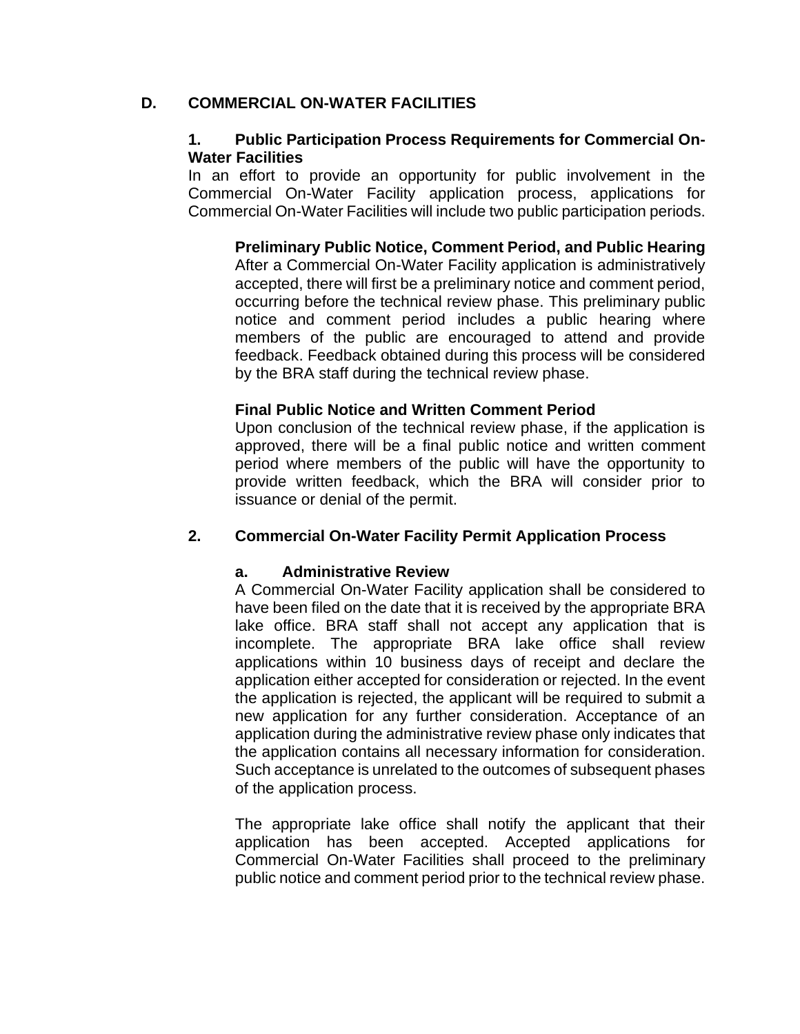## D. COMMERCIAL ON-WATER FACILITIES

### 1. Public Participation Process Requirements for Commercial On-Water Facilities

In an effort to provide an opportunity for public involvement in the Commercial On-Water Facility application process, applications for Commercial On-Water Facilities will include two public participation periods.

**Preliminary Public Notice, Comment Period, and Public Hearing**

After a Commercial On-Water Facility application is administratively accepted, there will first be a preliminary notice and comment period, occurring before the technical review phase. This preliminary public notice and comment period includes a public hearing where members of the public are encouraged to attend and provide feedback. Feedback obtained during this process will be considered by the BRA staff during the technical review phase.

**Final Public Notice and Written Comment Period**

Upon conclusion of the technical review phase, if the application is approved, there will be a final public notice and written comment period where members of the public will have the opportunity to provide written feedback, which the BRA will consider prior to issuance or denial of the permit.

### 2. Commercial On-Water Facility Permit Application Process

#### a. Administrative Review

A Commercial On-Water Facility application shall be considered to have been filed on the date that it is received by the appropriate BRA lake office. BRA staff shall not accept any application that is incomplete. The appropriate BRA lake office shall review applications within 10 business days of receipt and declare the application either accepted for consideration or rejected. In the event the application is rejected, the applicant will be required to submit a new application for any further consideration. Acceptance of an application during the administrative review phase only indicates that the application contains all necessary information for consideration. Such acceptance is unrelated to the outcomes of subsequent phases of the application process.

The appropriate lake office shall notify the applicant that their application has been accepted. Accepted applications for Commercial On-Water Facilities shall proceed to the preliminary public notice and comment period prior to the technical review phase.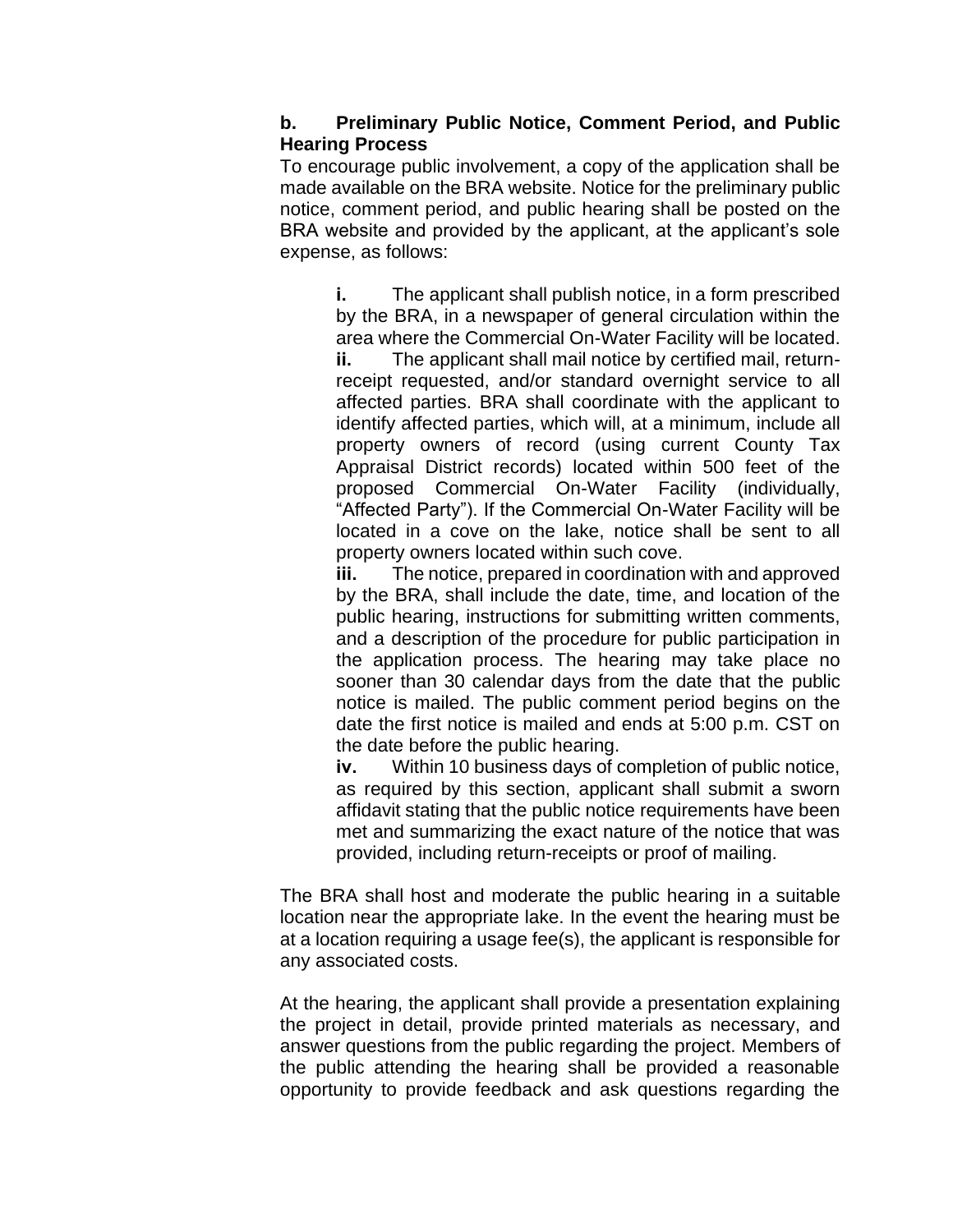**b. Preliminary Public Notice, Comment Period, and Public Hearing Process**

To encourage public involvement, a copy of the application shall be made available on the BRA website. Notice for the preliminary public notice, comment period, and public hearing shall be posted on the BRA website and provided by the applicant, at the applicant's sole expense, as follows:

> **i.** The applicant shall publish notice, in a form prescribed by the BRA, in a newspaper of general circulation within the area where the Commercial On-Water Facility will be located.
>
> **ii.** The applicant shall mail notice by certified mail, return-receipt requested, and/or standard overnight service to all affected parties. BRA shall coordinate with the applicant to identify affected parties, which will, at a minimum, include all property owners of record (using current County Tax Appraisal District records) located within 500 feet of the proposed Commercial On-Water Facility (individually, "Affected Party"). If the Commercial On-Water Facility will be located in a cove on the lake, notice shall be sent to all property owners located within such cove.
>
> **iii.** The notice, prepared in coordination with and approved by the BRA, shall include the date, time, and location of the public hearing, instructions for submitting written comments, and a description of the procedure for public participation in the application process. The hearing may take place no sooner than 30 calendar days from the date that the public notice is mailed. The public comment period begins on the date the first notice is mailed and ends at 5:00 p.m. CST on the date before the public hearing.
>
> **iv.** Within 10 business days of completion of public notice, as required by this section, applicant shall submit a sworn affidavit stating that the public notice requirements have been met and summarizing the exact nature of the notice that was provided, including return-receipts or proof of mailing.

The BRA shall host and moderate the public hearing in a suitable location near the appropriate lake. In the event the hearing must be at a location requiring a usage fee(s), the applicant is responsible for any associated costs.

At the hearing, the applicant shall provide a presentation explaining the project in detail, provide printed materials as necessary, and answer questions from the public regarding the project. Members of the public attending the hearing shall be provided a reasonable opportunity to provide feedback and ask questions regarding the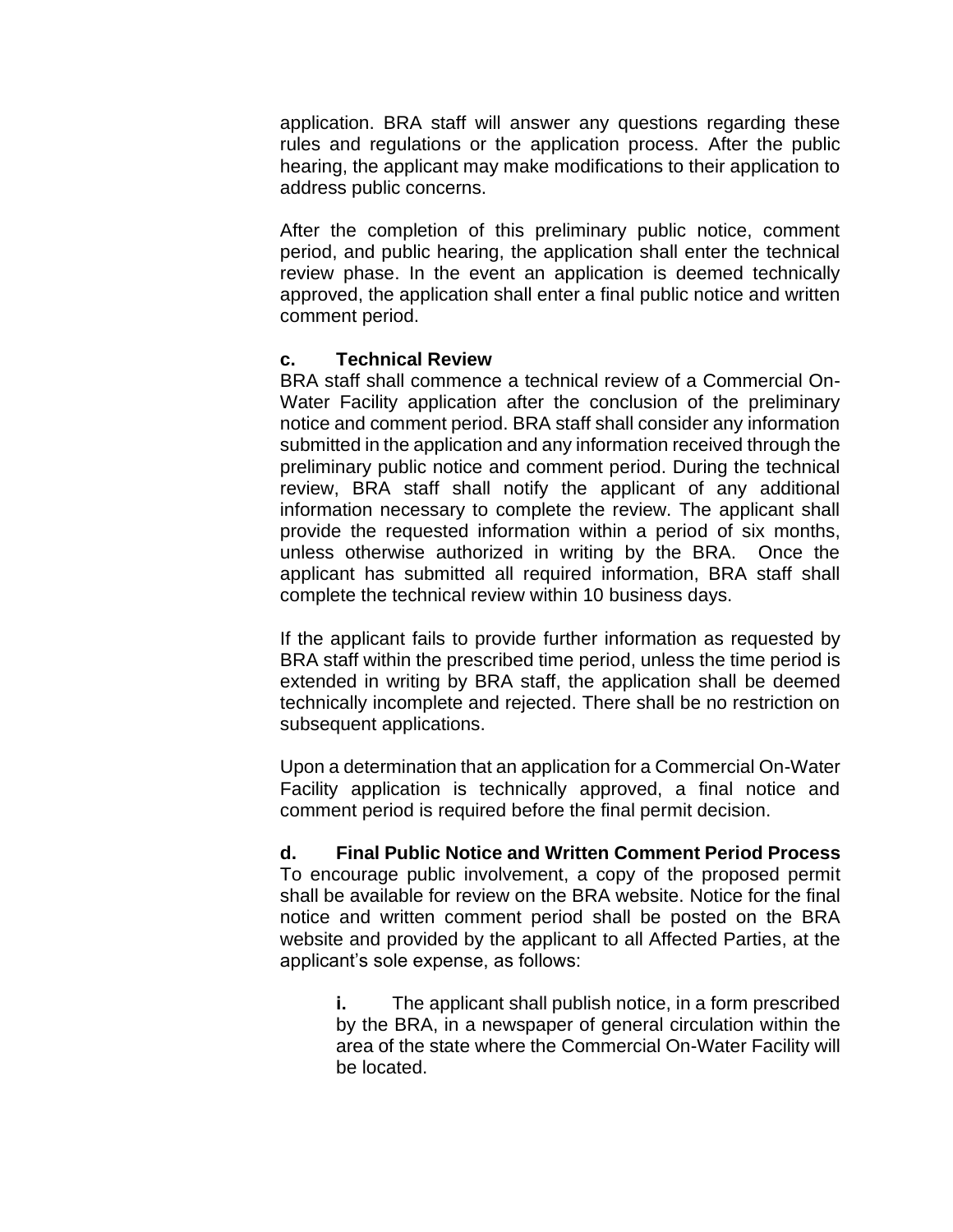application. BRA staff will answer any questions regarding these rules and regulations or the application process. After the public hearing, the applicant may make modifications to their application to address public concerns.

After the completion of this preliminary public notice, comment period, and public hearing, the application shall enter the technical review phase. In the event an application is deemed technically approved, the application shall enter a final public notice and written comment period.

**c. Technical Review**

BRA staff shall commence a technical review of a Commercial On-Water Facility application after the conclusion of the preliminary notice and comment period. BRA staff shall consider any information submitted in the application and any information received through the preliminary public notice and comment period. During the technical review, BRA staff shall notify the applicant of any additional information necessary to complete the review. The applicant shall provide the requested information within a period of six months, unless otherwise authorized in writing by the BRA. Once the applicant has submitted all required information, BRA staff shall complete the technical review within 10 business days.

If the applicant fails to provide further information as requested by BRA staff within the prescribed time period, unless the time period is extended in writing by BRA staff, the application shall be deemed technically incomplete and rejected. There shall be no restriction on subsequent applications.

Upon a determination that an application for a Commercial On-Water Facility application is technically approved, a final notice and comment period is required before the final permit decision.

**d. Final Public Notice and Written Comment Period Process**

To encourage public involvement, a copy of the proposed permit shall be available for review on the BRA website. Notice for the final notice and written comment period shall be posted on the BRA website and provided by the applicant to all Affected Parties, at the applicant's sole expense, as follows:

**i.** The applicant shall publish notice, in a form prescribed by the BRA, in a newspaper of general circulation within the area of the state where the Commercial On-Water Facility will be located.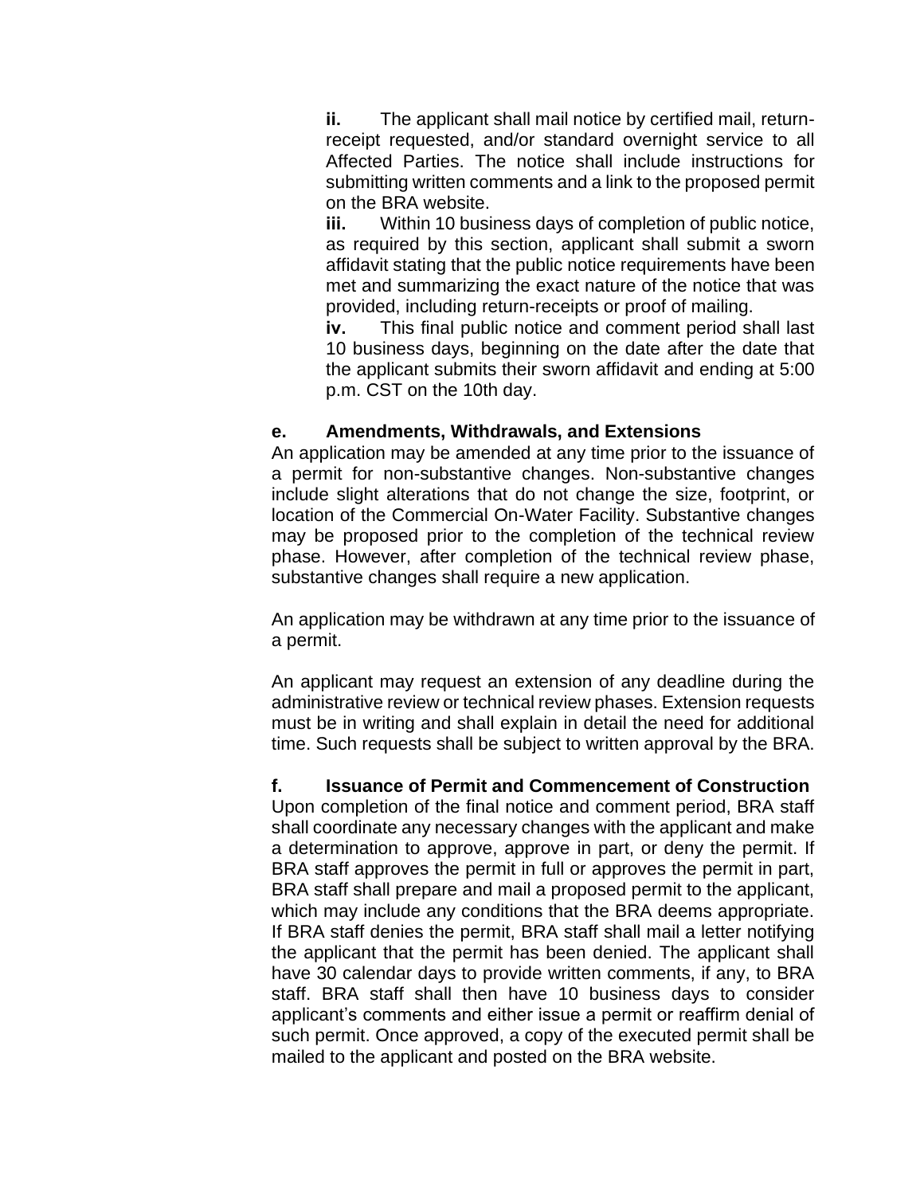**ii.** The applicant shall mail notice by certified mail, return-receipt requested, and/or standard overnight service to all Affected Parties. The notice shall include instructions for submitting written comments and a link to the proposed permit on the BRA website.

**iii.** Within 10 business days of completion of public notice, as required by this section, applicant shall submit a sworn affidavit stating that the public notice requirements have been met and summarizing the exact nature of the notice that was provided, including return-receipts or proof of mailing.

**iv.** This final public notice and comment period shall last 10 business days, beginning on the date after the date that the applicant submits their sworn affidavit and ending at 5:00 p.m. CST on the 10th day.

**e. Amendments, Withdrawals, and Extensions**

An application may be amended at any time prior to the issuance of a permit for non-substantive changes. Non-substantive changes include slight alterations that do not change the size, footprint, or location of the Commercial On-Water Facility. Substantive changes may be proposed prior to the completion of the technical review phase. However, after completion of the technical review phase, substantive changes shall require a new application.

An application may be withdrawn at any time prior to the issuance of a permit.

An applicant may request an extension of any deadline during the administrative review or technical review phases. Extension requests must be in writing and shall explain in detail the need for additional time. Such requests shall be subject to written approval by the BRA.

**f. Issuance of Permit and Commencement of Construction**

Upon completion of the final notice and comment period, BRA staff shall coordinate any necessary changes with the applicant and make a determination to approve, approve in part, or deny the permit. If BRA staff approves the permit in full or approves the permit in part, BRA staff shall prepare and mail a proposed permit to the applicant, which may include any conditions that the BRA deems appropriate. If BRA staff denies the permit, BRA staff shall mail a letter notifying the applicant that the permit has been denied. The applicant shall have 30 calendar days to provide written comments, if any, to BRA staff. BRA staff shall then have 10 business days to consider applicant's comments and either issue a permit or reaffirm denial of such permit. Once approved, a copy of the executed permit shall be mailed to the applicant and posted on the BRA website.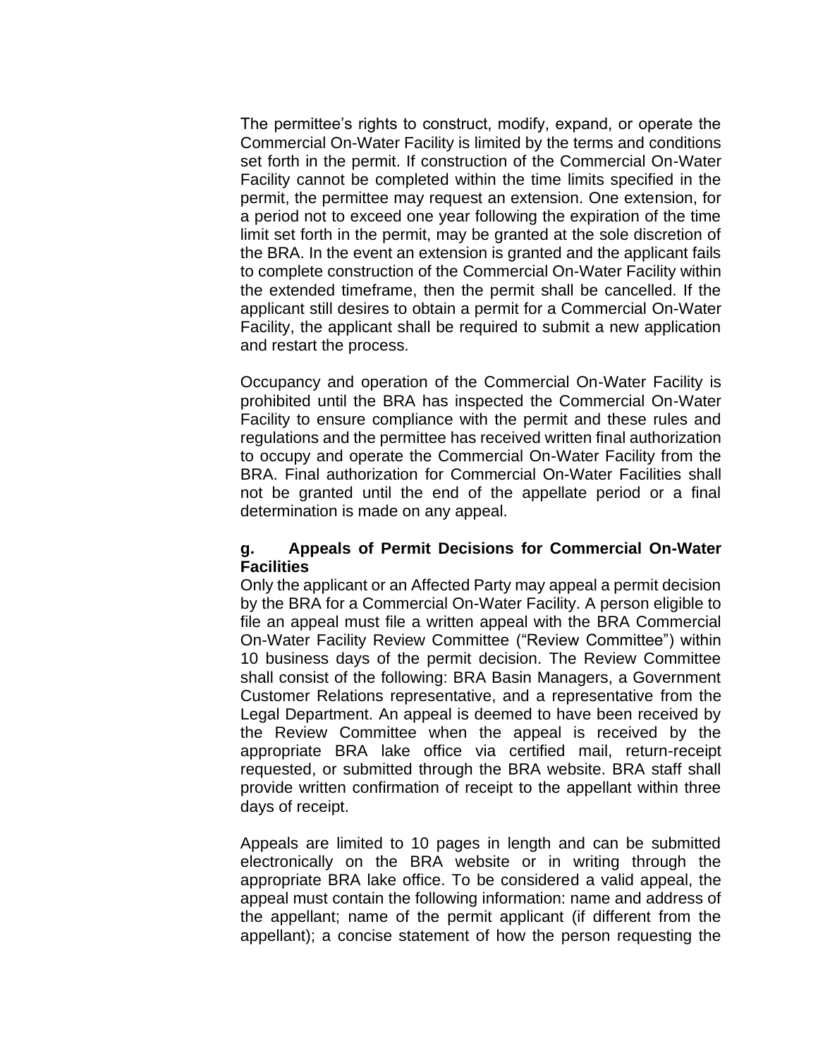The permittee's rights to construct, modify, expand, or operate the Commercial On-Water Facility is limited by the terms and conditions set forth in the permit. If construction of the Commercial On-Water Facility cannot be completed within the time limits specified in the permit, the permittee may request an extension. One extension, for a period not to exceed one year following the expiration of the time limit set forth in the permit, may be granted at the sole discretion of the BRA. In the event an extension is granted and the applicant fails to complete construction of the Commercial On-Water Facility within the extended timeframe, then the permit shall be cancelled. If the applicant still desires to obtain a permit for a Commercial On-Water Facility, the applicant shall be required to submit a new application and restart the process.

Occupancy and operation of the Commercial On-Water Facility is prohibited until the BRA has inspected the Commercial On-Water Facility to ensure compliance with the permit and these rules and regulations and the permittee has received written final authorization to occupy and operate the Commercial On-Water Facility from the BRA. Final authorization for Commercial On-Water Facilities shall not be granted until the end of the appellate period or a final determination is made on any appeal.

**g. Appeals of Permit Decisions for Commercial On-Water Facilities**

Only the applicant or an Affected Party may appeal a permit decision by the BRA for a Commercial On-Water Facility. A person eligible to file an appeal must file a written appeal with the BRA Commercial On-Water Facility Review Committee ("Review Committee") within 10 business days of the permit decision. The Review Committee shall consist of the following: BRA Basin Managers, a Government Customer Relations representative, and a representative from the Legal Department. An appeal is deemed to have been received by the Review Committee when the appeal is received by the appropriate BRA lake office via certified mail, return-receipt requested, or submitted through the BRA website. BRA staff shall provide written confirmation of receipt to the appellant within three days of receipt.

Appeals are limited to 10 pages in length and can be submitted electronically on the BRA website or in writing through the appropriate BRA lake office. To be considered a valid appeal, the appeal must contain the following information: name and address of the appellant; name of the permit applicant (if different from the appellant); a concise statement of how the person requesting the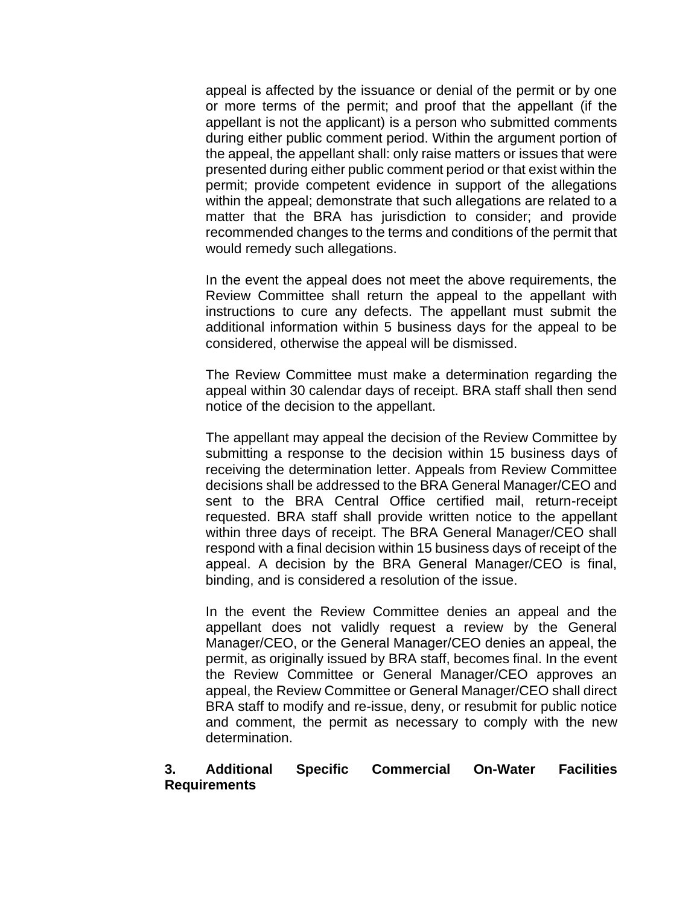appeal is affected by the issuance or denial of the permit or by one or more terms of the permit; and proof that the appellant (if the appellant is not the applicant) is a person who submitted comments during either public comment period. Within the argument portion of the appeal, the appellant shall: only raise matters or issues that were presented during either public comment period or that exist within the permit; provide competent evidence in support of the allegations within the appeal; demonstrate that such allegations are related to a matter that the BRA has jurisdiction to consider; and provide recommended changes to the terms and conditions of the permit that would remedy such allegations.

In the event the appeal does not meet the above requirements, the Review Committee shall return the appeal to the appellant with instructions to cure any defects. The appellant must submit the additional information within 5 business days for the appeal to be considered, otherwise the appeal will be dismissed.

The Review Committee must make a determination regarding the appeal within 30 calendar days of receipt. BRA staff shall then send notice of the decision to the appellant.

The appellant may appeal the decision of the Review Committee by submitting a response to the decision within 15 business days of receiving the determination letter. Appeals from Review Committee decisions shall be addressed to the BRA General Manager/CEO and sent to the BRA Central Office certified mail, return-receipt requested. BRA staff shall provide written notice to the appellant within three days of receipt. The BRA General Manager/CEO shall respond with a final decision within 15 business days of receipt of the appeal. A decision by the BRA General Manager/CEO is final, binding, and is considered a resolution of the issue.

In the event the Review Committee denies an appeal and the appellant does not validly request a review by the General Manager/CEO, or the General Manager/CEO denies an appeal, the permit, as originally issued by BRA staff, becomes final. In the event the Review Committee or General Manager/CEO approves an appeal, the Review Committee or General Manager/CEO shall direct BRA staff to modify and re-issue, deny, or resubmit for public notice and comment, the permit as necessary to comply with the new determination.

**3. Additional Specific Commercial On-Water Facilities Requirements**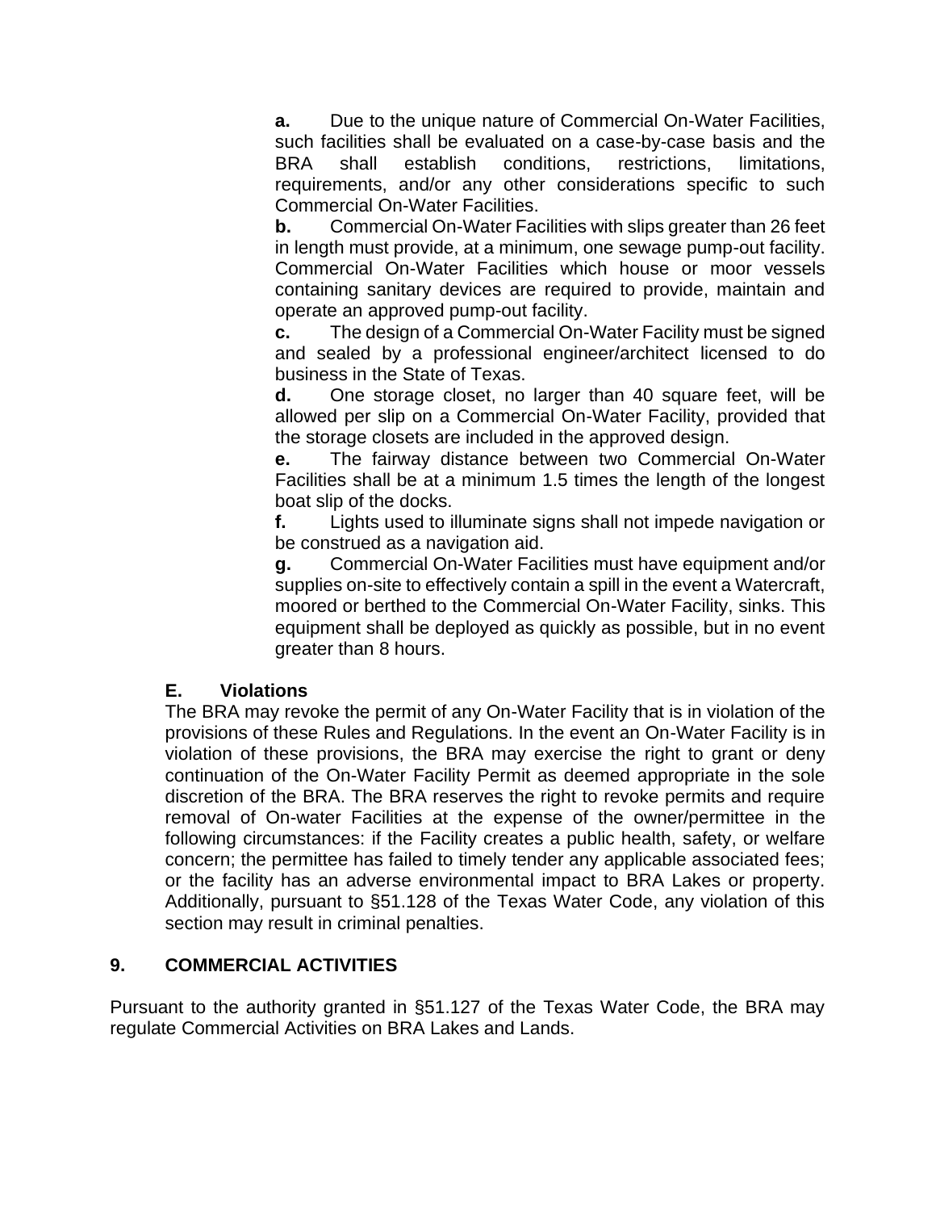**a.** Due to the unique nature of Commercial On-Water Facilities, such facilities shall be evaluated on a case-by-case basis and the BRA shall establish conditions, restrictions, limitations, requirements, and/or any other considerations specific to such Commercial On-Water Facilities.

**b.** Commercial On-Water Facilities with slips greater than 26 feet in length must provide, at a minimum, one sewage pump-out facility. Commercial On-Water Facilities which house or moor vessels containing sanitary devices are required to provide, maintain and operate an approved pump-out facility.

**c.** The design of a Commercial On-Water Facility must be signed and sealed by a professional engineer/architect licensed to do business in the State of Texas.

**d.** One storage closet, no larger than 40 square feet, will be allowed per slip on a Commercial On-Water Facility, provided that the storage closets are included in the approved design.

**e.** The fairway distance between two Commercial On-Water Facilities shall be at a minimum 1.5 times the length of the longest boat slip of the docks.

**f.** Lights used to illuminate signs shall not impede navigation or be construed as a navigation aid.

**g.** Commercial On-Water Facilities must have equipment and/or supplies on-site to effectively contain a spill in the event a Watercraft, moored or berthed to the Commercial On-Water Facility, sinks. This equipment shall be deployed as quickly as possible, but in no event greater than 8 hours.

### E. Violations

The BRA may revoke the permit of any On-Water Facility that is in violation of the provisions of these Rules and Regulations. In the event an On-Water Facility is in violation of these provisions, the BRA may exercise the right to grant or deny continuation of the On-Water Facility Permit as deemed appropriate in the sole discretion of the BRA. The BRA reserves the right to revoke permits and require removal of On-water Facilities at the expense of the owner/permittee in the following circumstances: if the Facility creates a public health, safety, or welfare concern; the permittee has failed to timely tender any applicable associated fees; or the facility has an adverse environmental impact to BRA Lakes or property. Additionally, pursuant to §51.128 of the Texas Water Code, any violation of this section may result in criminal penalties.

## 9. COMMERCIAL ACTIVITIES

Pursuant to the authority granted in §51.127 of the Texas Water Code, the BRA may regulate Commercial Activities on BRA Lakes and Lands.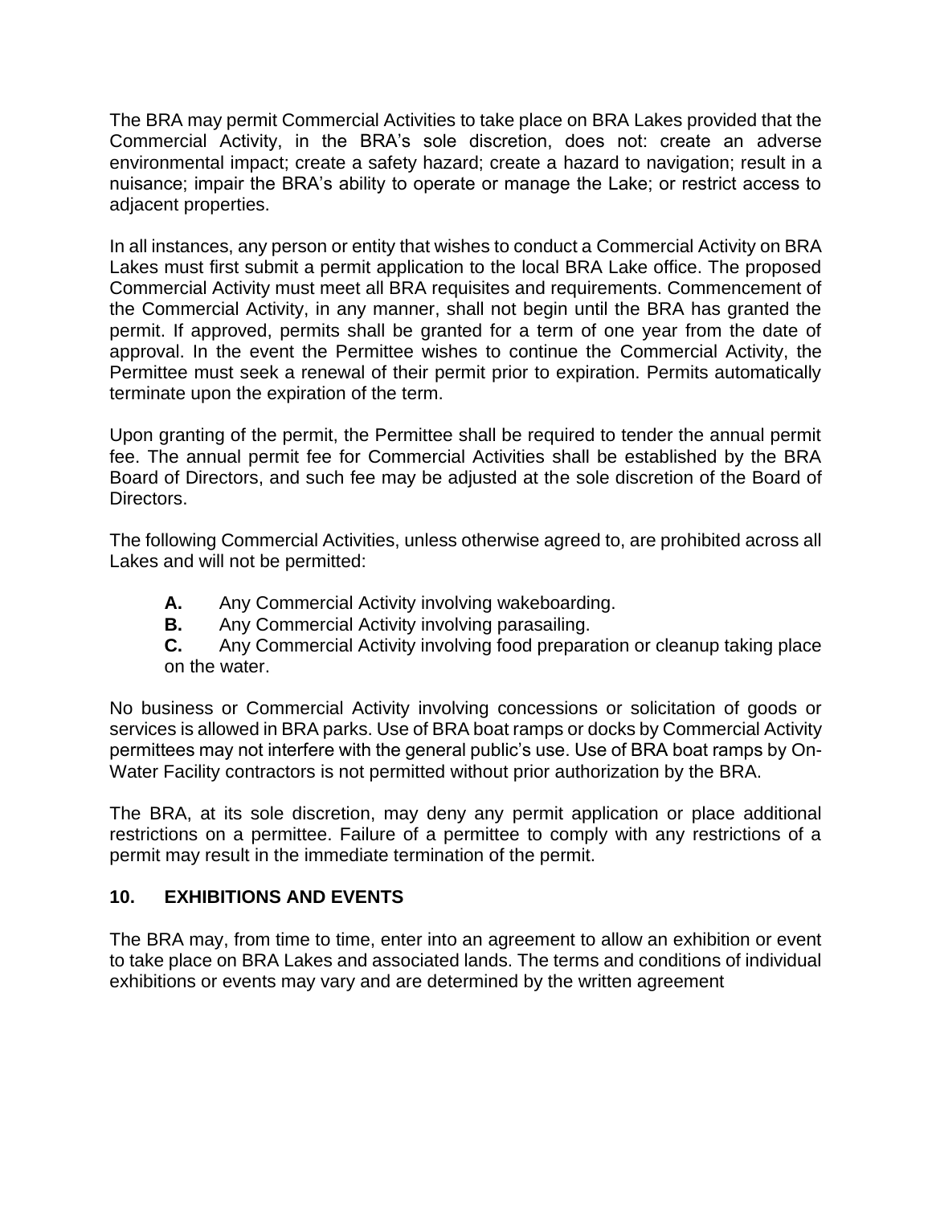The BRA may permit Commercial Activities to take place on BRA Lakes provided that the Commercial Activity, in the BRA's sole discretion, does not: create an adverse environmental impact; create a safety hazard; create a hazard to navigation; result in a nuisance; impair the BRA's ability to operate or manage the Lake; or restrict access to adjacent properties.

In all instances, any person or entity that wishes to conduct a Commercial Activity on BRA Lakes must first submit a permit application to the local BRA Lake office. The proposed Commercial Activity must meet all BRA requisites and requirements. Commencement of the Commercial Activity, in any manner, shall not begin until the BRA has granted the permit. If approved, permits shall be granted for a term of one year from the date of approval. In the event the Permittee wishes to continue the Commercial Activity, the Permittee must seek a renewal of their permit prior to expiration. Permits automatically terminate upon the expiration of the term.

Upon granting of the permit, the Permittee shall be required to tender the annual permit fee. The annual permit fee for Commercial Activities shall be established by the BRA Board of Directors, and such fee may be adjusted at the sole discretion of the Board of Directors.

The following Commercial Activities, unless otherwise agreed to, are prohibited across all Lakes and will not be permitted:

- **A.** Any Commercial Activity involving wakeboarding.
- **B.** Any Commercial Activity involving parasailing.
- **C.** Any Commercial Activity involving food preparation or cleanup taking place on the water.

No business or Commercial Activity involving concessions or solicitation of goods or services is allowed in BRA parks. Use of BRA boat ramps or docks by Commercial Activity permittees may not interfere with the general public's use. Use of BRA boat ramps by On-Water Facility contractors is not permitted without prior authorization by the BRA.

The BRA, at its sole discretion, may deny any permit application or place additional restrictions on a permittee. Failure of a permittee to comply with any restrictions of a permit may result in the immediate termination of the permit.

## 10. EXHIBITIONS AND EVENTS

The BRA may, from time to time, enter into an agreement to allow an exhibition or event to take place on BRA Lakes and associated lands. The terms and conditions of individual exhibitions or events may vary and are determined by the written agreement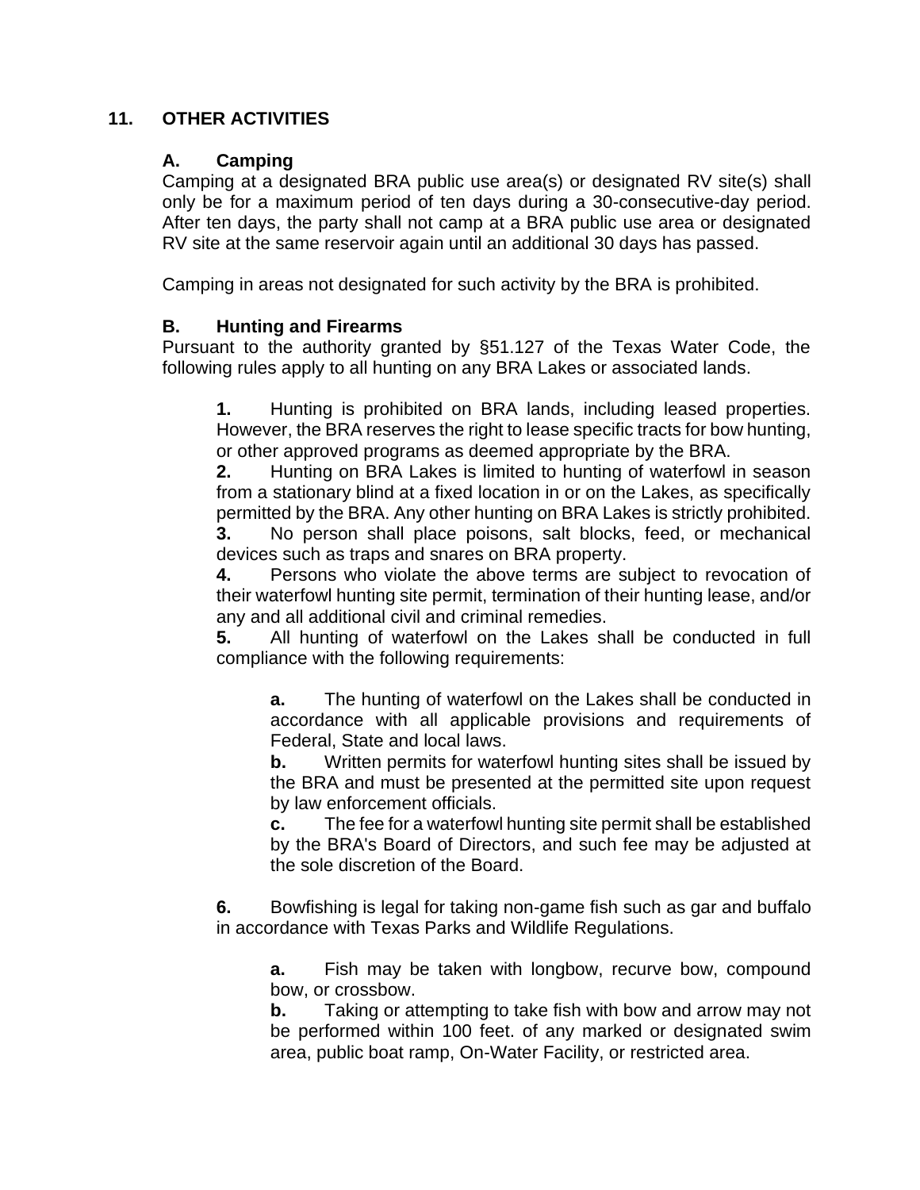## 11. OTHER ACTIVITIES

### A. Camping

Camping at a designated BRA public use area(s) or designated RV site(s) shall only be for a maximum period of ten days during a 30-consecutive-day period. After ten days, the party shall not camp at a BRA public use area or designated RV site at the same reservoir again until an additional 30 days has passed.

Camping in areas not designated for such activity by the BRA is prohibited.

### B. Hunting and Firearms

Pursuant to the authority granted by §51.127 of the Texas Water Code, the following rules apply to all hunting on any BRA Lakes or associated lands.

**1.** Hunting is prohibited on BRA lands, including leased properties. However, the BRA reserves the right to lease specific tracts for bow hunting, or other approved programs as deemed appropriate by the BRA.

**2.** Hunting on BRA Lakes is limited to hunting of waterfowl in season from a stationary blind at a fixed location in or on the Lakes, as specifically permitted by the BRA. Any other hunting on BRA Lakes is strictly prohibited.

**3.** No person shall place poisons, salt blocks, feed, or mechanical devices such as traps and snares on BRA property.

**4.** Persons who violate the above terms are subject to revocation of their waterfowl hunting site permit, termination of their hunting lease, and/or any and all additional civil and criminal remedies.

**5.** All hunting of waterfowl on the Lakes shall be conducted in full compliance with the following requirements:

> **a.** The hunting of waterfowl on the Lakes shall be conducted in accordance with all applicable provisions and requirements of Federal, State and local laws.
>
> **b.** Written permits for waterfowl hunting sites shall be issued by the BRA and must be presented at the permitted site upon request by law enforcement officials.
>
> **c.** The fee for a waterfowl hunting site permit shall be established by the BRA's Board of Directors, and such fee may be adjusted at the sole discretion of the Board.

**6.** Bowfishing is legal for taking non-game fish such as gar and buffalo in accordance with Texas Parks and Wildlife Regulations.

> **a.** Fish may be taken with longbow, recurve bow, compound bow, or crossbow.
>
> **b.** Taking or attempting to take fish with bow and arrow may not be performed within 100 feet. of any marked or designated swim area, public boat ramp, On-Water Facility, or restricted area.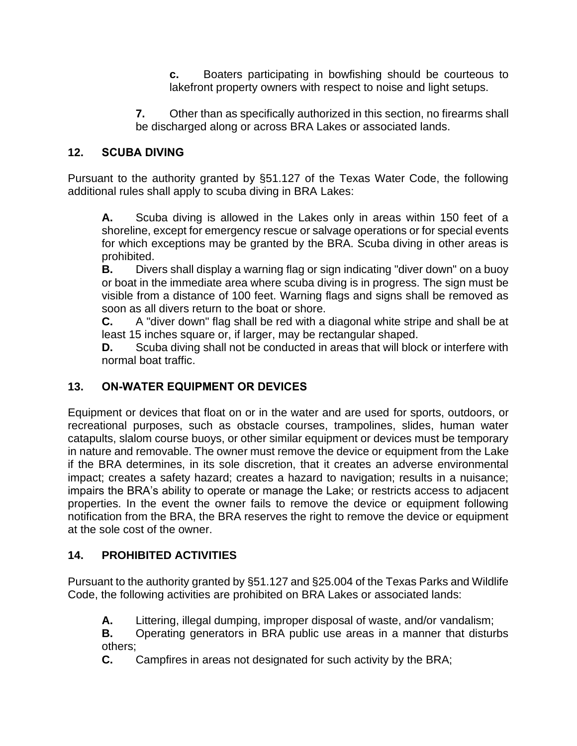**c.** Boaters participating in bowfishing should be courteous to lakefront property owners with respect to noise and light setups.

**7.** Other than as specifically authorized in this section, no firearms shall be discharged along or across BRA Lakes or associated lands.

## 12. SCUBA DIVING

Pursuant to the authority granted by §51.127 of the Texas Water Code, the following additional rules shall apply to scuba diving in BRA Lakes:

**A.** Scuba diving is allowed in the Lakes only in areas within 150 feet of a shoreline, except for emergency rescue or salvage operations or for special events for which exceptions may be granted by the BRA. Scuba diving in other areas is prohibited.

**B.** Divers shall display a warning flag or sign indicating "diver down" on a buoy or boat in the immediate area where scuba diving is in progress. The sign must be visible from a distance of 100 feet. Warning flags and signs shall be removed as soon as all divers return to the boat or shore.

**C.** A "diver down" flag shall be red with a diagonal white stripe and shall be at least 15 inches square or, if larger, may be rectangular shaped.

**D.** Scuba diving shall not be conducted in areas that will block or interfere with normal boat traffic.

## 13. ON-WATER EQUIPMENT OR DEVICES

Equipment or devices that float on or in the water and are used for sports, outdoors, or recreational purposes, such as obstacle courses, trampolines, slides, human water catapults, slalom course buoys, or other similar equipment or devices must be temporary in nature and removable. The owner must remove the device or equipment from the Lake if the BRA determines, in its sole discretion, that it creates an adverse environmental impact; creates a safety hazard; creates a hazard to navigation; results in a nuisance; impairs the BRA's ability to operate or manage the Lake; or restricts access to adjacent properties. In the event the owner fails to remove the device or equipment following notification from the BRA, the BRA reserves the right to remove the device or equipment at the sole cost of the owner.

## 14. PROHIBITED ACTIVITIES

Pursuant to the authority granted by §51.127 and §25.004 of the Texas Parks and Wildlife Code, the following activities are prohibited on BRA Lakes or associated lands:

**A.** Littering, illegal dumping, improper disposal of waste, and/or vandalism;

**B.** Operating generators in BRA public use areas in a manner that disturbs others;

**C.** Campfires in areas not designated for such activity by the BRA;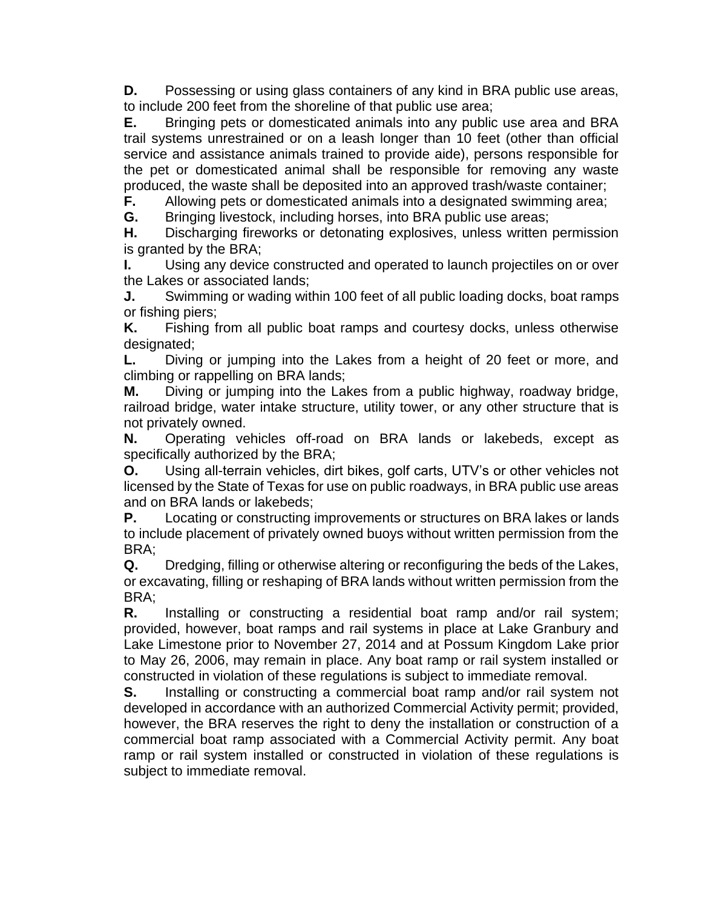**D.** Possessing or using glass containers of any kind in BRA public use areas, to include 200 feet from the shoreline of that public use area;

**E.** Bringing pets or domesticated animals into any public use area and BRA trail systems unrestrained or on a leash longer than 10 feet (other than official service and assistance animals trained to provide aide), persons responsible for the pet or domesticated animal shall be responsible for removing any waste produced, the waste shall be deposited into an approved trash/waste container;

**F.** Allowing pets or domesticated animals into a designated swimming area;

**G.** Bringing livestock, including horses, into BRA public use areas;

**H.** Discharging fireworks or detonating explosives, unless written permission is granted by the BRA;

**I.** Using any device constructed and operated to launch projectiles on or over the Lakes or associated lands;

**J.** Swimming or wading within 100 feet of all public loading docks, boat ramps or fishing piers;

**K.** Fishing from all public boat ramps and courtesy docks, unless otherwise designated;

**L.** Diving or jumping into the Lakes from a height of 20 feet or more, and climbing or rappelling on BRA lands;

**M.** Diving or jumping into the Lakes from a public highway, roadway bridge, railroad bridge, water intake structure, utility tower, or any other structure that is not privately owned.

**N.** Operating vehicles off-road on BRA lands or lakebeds, except as specifically authorized by the BRA;

**O.** Using all-terrain vehicles, dirt bikes, golf carts, UTV's or other vehicles not licensed by the State of Texas for use on public roadways, in BRA public use areas and on BRA lands or lakebeds;

**P.** Locating or constructing improvements or structures on BRA lakes or lands to include placement of privately owned buoys without written permission from the BRA;

**Q.** Dredging, filling or otherwise altering or reconfiguring the beds of the Lakes, or excavating, filling or reshaping of BRA lands without written permission from the BRA;

**R.** Installing or constructing a residential boat ramp and/or rail system; provided, however, boat ramps and rail systems in place at Lake Granbury and Lake Limestone prior to November 27, 2014 and at Possum Kingdom Lake prior to May 26, 2006, may remain in place. Any boat ramp or rail system installed or constructed in violation of these regulations is subject to immediate removal.

**S.** Installing or constructing a commercial boat ramp and/or rail system not developed in accordance with an authorized Commercial Activity permit; provided, however, the BRA reserves the right to deny the installation or construction of a commercial boat ramp associated with a Commercial Activity permit. Any boat ramp or rail system installed or constructed in violation of these regulations is subject to immediate removal.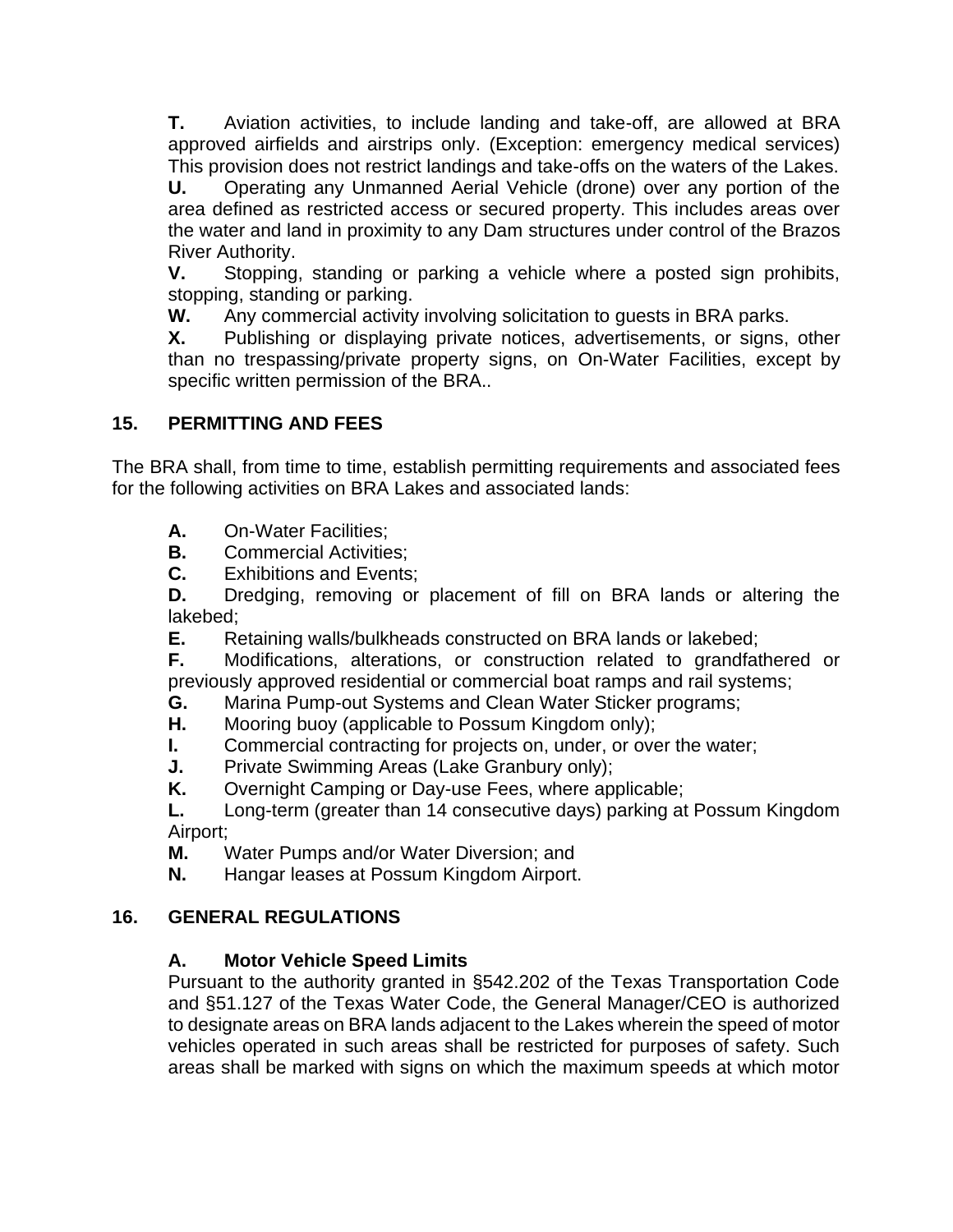**T.** Aviation activities, to include landing and take-off, are allowed at BRA approved airfields and airstrips only. (Exception: emergency medical services) This provision does not restrict landings and take-offs on the waters of the Lakes.

**U.** Operating any Unmanned Aerial Vehicle (drone) over any portion of the area defined as restricted access or secured property. This includes areas over the water and land in proximity to any Dam structures under control of the Brazos River Authority.

**V.** Stopping, standing or parking a vehicle where a posted sign prohibits, stopping, standing or parking.

**W.** Any commercial activity involving solicitation to guests in BRA parks.

**X.** Publishing or displaying private notices, advertisements, or signs, other than no trespassing/private property signs, on On-Water Facilities, except by specific written permission of the BRA..

## 15. PERMITTING AND FEES

The BRA shall, from time to time, establish permitting requirements and associated fees for the following activities on BRA Lakes and associated lands:

**A.** On-Water Facilities;

**B.** Commercial Activities;

**C.** Exhibitions and Events;

**D.** Dredging, removing or placement of fill on BRA lands or altering the lakebed;

**E.** Retaining walls/bulkheads constructed on BRA lands or lakebed;

**F.** Modifications, alterations, or construction related to grandfathered or previously approved residential or commercial boat ramps and rail systems;

**G.** Marina Pump-out Systems and Clean Water Sticker programs;

**H.** Mooring buoy (applicable to Possum Kingdom only);

**I.** Commercial contracting for projects on, under, or over the water;

**J.** Private Swimming Areas (Lake Granbury only);

**K.** Overnight Camping or Day-use Fees, where applicable;

**L.** Long-term (greater than 14 consecutive days) parking at Possum Kingdom Airport;

**M.** Water Pumps and/or Water Diversion; and

**N.** Hangar leases at Possum Kingdom Airport.

## 16. GENERAL REGULATIONS

### A. Motor Vehicle Speed Limits

Pursuant to the authority granted in §542.202 of the Texas Transportation Code and §51.127 of the Texas Water Code, the General Manager/CEO is authorized to designate areas on BRA lands adjacent to the Lakes wherein the speed of motor vehicles operated in such areas shall be restricted for purposes of safety. Such areas shall be marked with signs on which the maximum speeds at which motor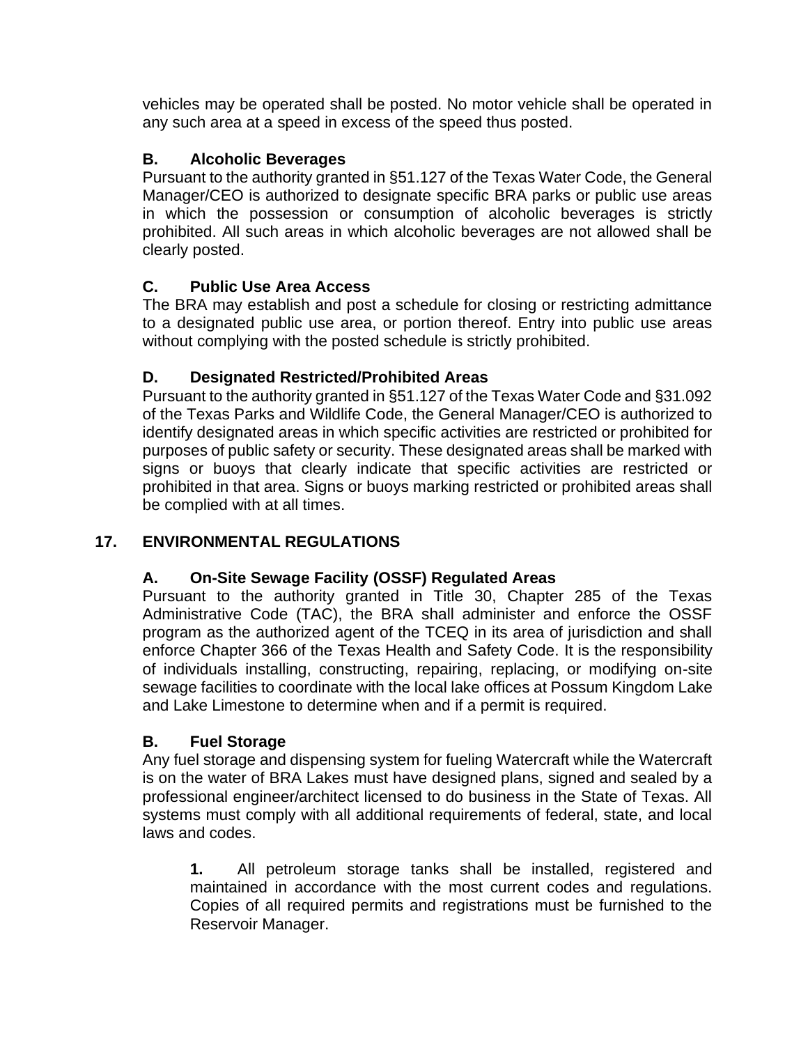vehicles may be operated shall be posted. No motor vehicle shall be operated in any such area at a speed in excess of the speed thus posted.

### B. Alcoholic Beverages

Pursuant to the authority granted in §51.127 of the Texas Water Code, the General Manager/CEO is authorized to designate specific BRA parks or public use areas in which the possession or consumption of alcoholic beverages is strictly prohibited. All such areas in which alcoholic beverages are not allowed shall be clearly posted.

### C. Public Use Area Access

The BRA may establish and post a schedule for closing or restricting admittance to a designated public use area, or portion thereof. Entry into public use areas without complying with the posted schedule is strictly prohibited.

### D. Designated Restricted/Prohibited Areas

Pursuant to the authority granted in §51.127 of the Texas Water Code and §31.092 of the Texas Parks and Wildlife Code, the General Manager/CEO is authorized to identify designated areas in which specific activities are restricted or prohibited for purposes of public safety or security. These designated areas shall be marked with signs or buoys that clearly indicate that specific activities are restricted or prohibited in that area. Signs or buoys marking restricted or prohibited areas shall be complied with at all times.

## 17. ENVIRONMENTAL REGULATIONS

### A. On-Site Sewage Facility (OSSF) Regulated Areas

Pursuant to the authority granted in Title 30, Chapter 285 of the Texas Administrative Code (TAC), the BRA shall administer and enforce the OSSF program as the authorized agent of the TCEQ in its area of jurisdiction and shall enforce Chapter 366 of the Texas Health and Safety Code. It is the responsibility of individuals installing, constructing, repairing, replacing, or modifying on-site sewage facilities to coordinate with the local lake offices at Possum Kingdom Lake and Lake Limestone to determine when and if a permit is required.

### B. Fuel Storage

Any fuel storage and dispensing system for fueling Watercraft while the Watercraft is on the water of BRA Lakes must have designed plans, signed and sealed by a professional engineer/architect licensed to do business in the State of Texas. All systems must comply with all additional requirements of federal, state, and local laws and codes.

**1.** All petroleum storage tanks shall be installed, registered and maintained in accordance with the most current codes and regulations. Copies of all required permits and registrations must be furnished to the Reservoir Manager.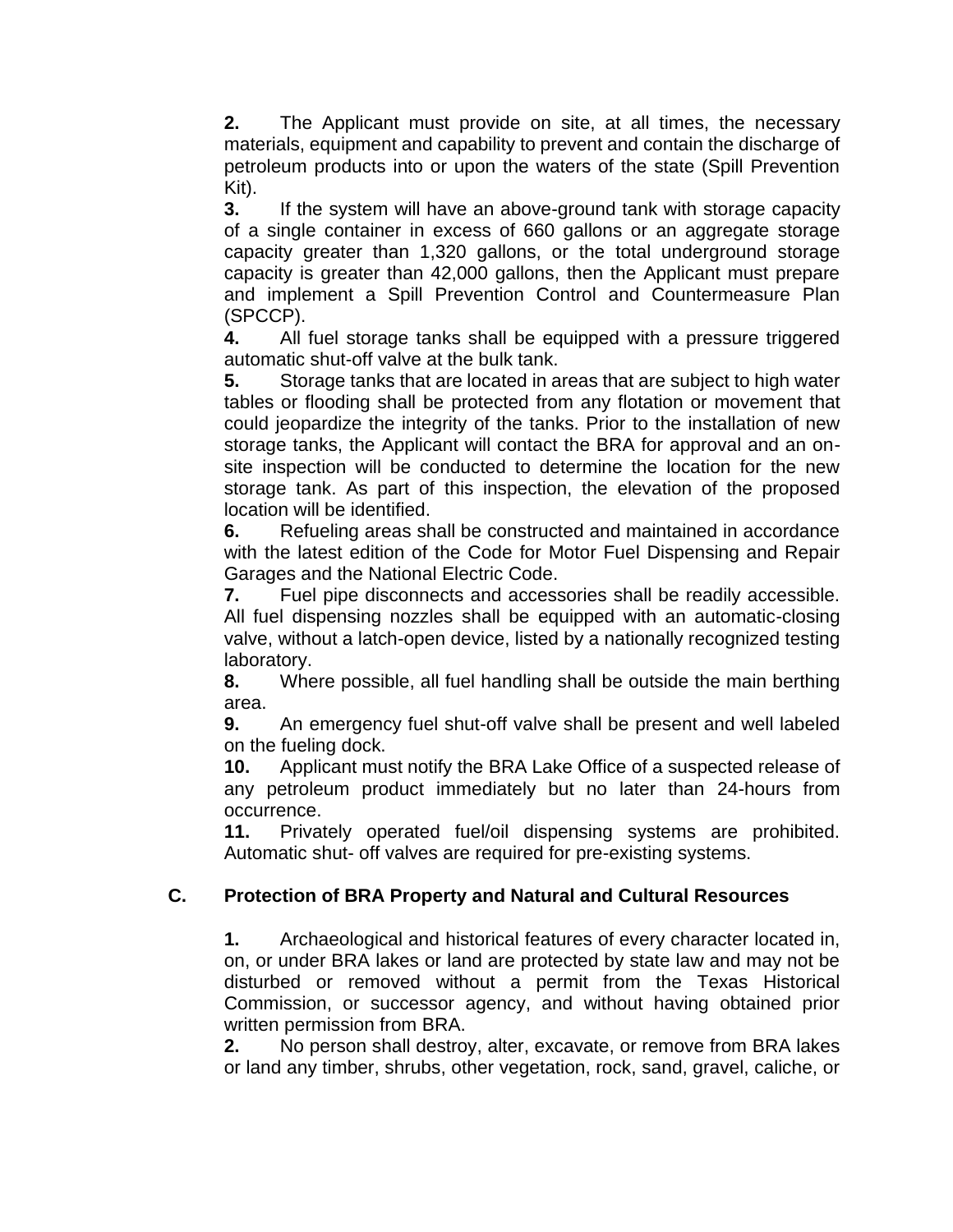**2.** The Applicant must provide on site, at all times, the necessary materials, equipment and capability to prevent and contain the discharge of petroleum products into or upon the waters of the state (Spill Prevention Kit).

**3.** If the system will have an above-ground tank with storage capacity of a single container in excess of 660 gallons or an aggregate storage capacity greater than 1,320 gallons, or the total underground storage capacity is greater than 42,000 gallons, then the Applicant must prepare and implement a Spill Prevention Control and Countermeasure Plan (SPCCP).

**4.** All fuel storage tanks shall be equipped with a pressure triggered automatic shut-off valve at the bulk tank.

**5.** Storage tanks that are located in areas that are subject to high water tables or flooding shall be protected from any flotation or movement that could jeopardize the integrity of the tanks. Prior to the installation of new storage tanks, the Applicant will contact the BRA for approval and an on-site inspection will be conducted to determine the location for the new storage tank. As part of this inspection, the elevation of the proposed location will be identified.

**6.** Refueling areas shall be constructed and maintained in accordance with the latest edition of the Code for Motor Fuel Dispensing and Repair Garages and the National Electric Code.

**7.** Fuel pipe disconnects and accessories shall be readily accessible. All fuel dispensing nozzles shall be equipped with an automatic-closing valve, without a latch-open device, listed by a nationally recognized testing laboratory.

**8.** Where possible, all fuel handling shall be outside the main berthing area.

**9.** An emergency fuel shut-off valve shall be present and well labeled on the fueling dock.

**10.** Applicant must notify the BRA Lake Office of a suspected release of any petroleum product immediately but no later than 24-hours from occurrence.

**11.** Privately operated fuel/oil dispensing systems are prohibited. Automatic shut- off valves are required for pre-existing systems.

### C. Protection of BRA Property and Natural and Cultural Resources

**1.** Archaeological and historical features of every character located in, on, or under BRA lakes or land are protected by state law and may not be disturbed or removed without a permit from the Texas Historical Commission, or successor agency, and without having obtained prior written permission from BRA.

**2.** No person shall destroy, alter, excavate, or remove from BRA lakes or land any timber, shrubs, other vegetation, rock, sand, gravel, caliche, or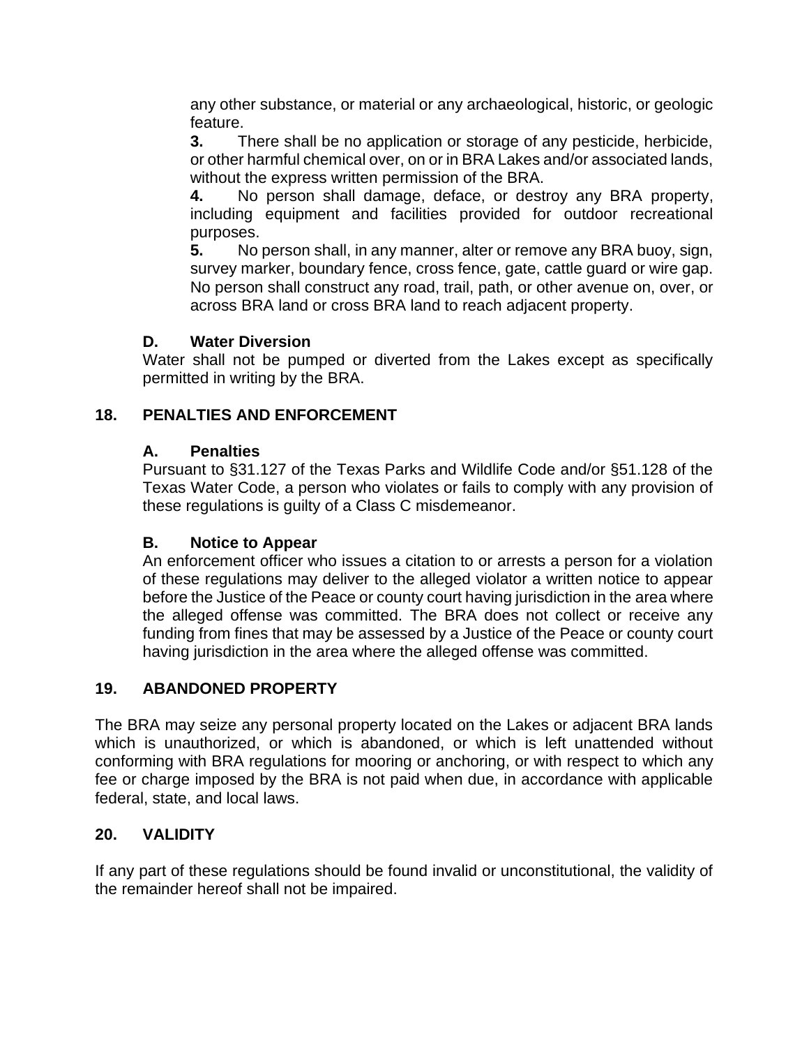any other substance, or material or any archaeological, historic, or geologic feature.

**3.** There shall be no application or storage of any pesticide, herbicide, or other harmful chemical over, on or in BRA Lakes and/or associated lands, without the express written permission of the BRA.

**4.** No person shall damage, deface, or destroy any BRA property, including equipment and facilities provided for outdoor recreational purposes.

**5.** No person shall, in any manner, alter or remove any BRA buoy, sign, survey marker, boundary fence, cross fence, gate, cattle guard or wire gap. No person shall construct any road, trail, path, or other avenue on, over, or across BRA land or cross BRA land to reach adjacent property.

### D. Water Diversion

Water shall not be pumped or diverted from the Lakes except as specifically permitted in writing by the BRA.

## 18. PENALTIES AND ENFORCEMENT

### A. Penalties

Pursuant to §31.127 of the Texas Parks and Wildlife Code and/or §51.128 of the Texas Water Code, a person who violates or fails to comply with any provision of these regulations is guilty of a Class C misdemeanor.

### B. Notice to Appear

An enforcement officer who issues a citation to or arrests a person for a violation of these regulations may deliver to the alleged violator a written notice to appear before the Justice of the Peace or county court having jurisdiction in the area where the alleged offense was committed. The BRA does not collect or receive any funding from fines that may be assessed by a Justice of the Peace or county court having jurisdiction in the area where the alleged offense was committed.

## 19. ABANDONED PROPERTY

The BRA may seize any personal property located on the Lakes or adjacent BRA lands which is unauthorized, or which is abandoned, or which is left unattended without conforming with BRA regulations for mooring or anchoring, or with respect to which any fee or charge imposed by the BRA is not paid when due, in accordance with applicable federal, state, and local laws.

## 20. VALIDITY

If any part of these regulations should be found invalid or unconstitutional, the validity of the remainder hereof shall not be impaired.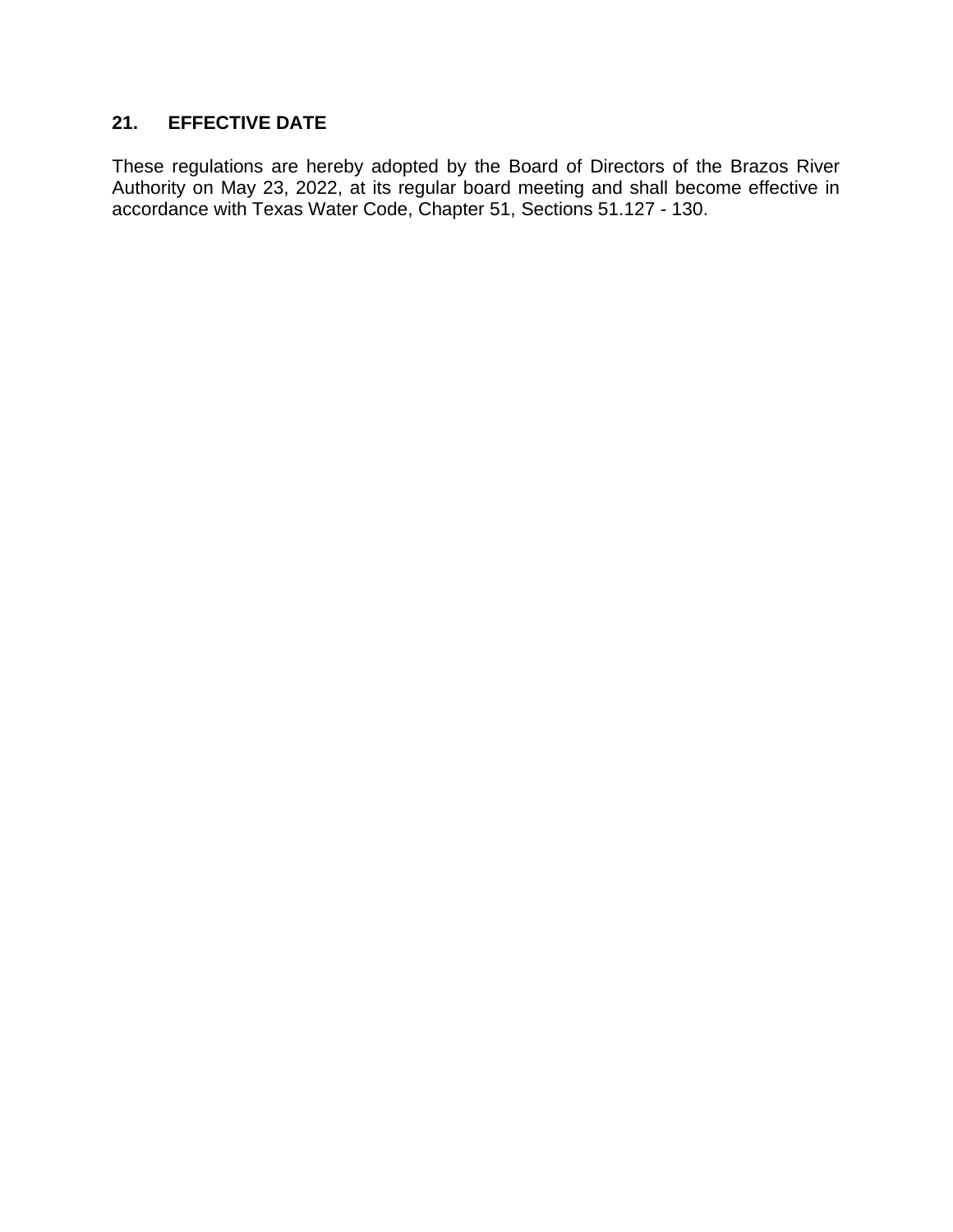## 21. EFFECTIVE DATE

These regulations are hereby adopted by the Board of Directors of the Brazos River Authority on May 23, 2022, at its regular board meeting and shall become effective in accordance with Texas Water Code, Chapter 51, Sections 51.127 - 130.